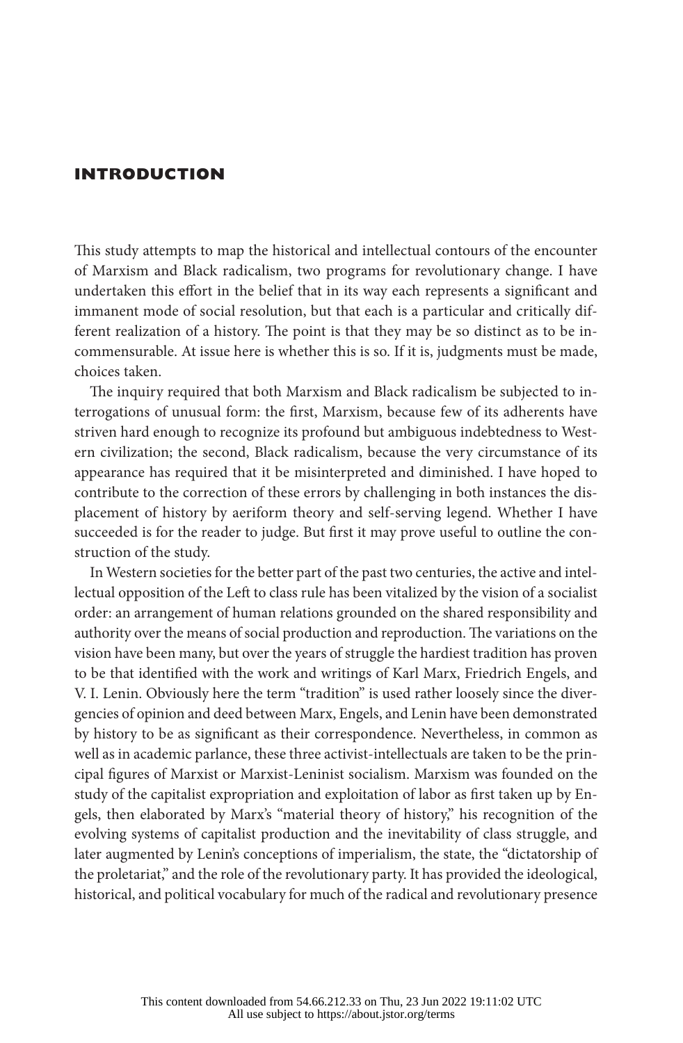# INTRODUCTION

This study attempts to map the historical and intellectual contours of the encounter of Marxism and Black radicalism, two programs for revolutionary change. I have undertaken this effort in the belief that in its way each represents a significant and immanent mode of social resolution, but that each is a particular and critically different realization of a history. The point is that they may be so distinct as to be incommensurable. At issue here is whether this is so. If it is, judgments must be made, choices taken.

The inquiry required that both Marxism and Black radicalism be subjected to interrogations of unusual form: the first, Marxism, because few of its adherents have striven hard enough to recognize its profound but ambiguous indebtedness to Western civilization; the second, Black radicalism, because the very circumstance of its appearance has required that it be misinterpreted and diminished. I have hoped to contribute to the correction of these errors by challenging in both instances the displacement of history by aeriform theory and self-serving legend. Whether I have succeeded is for the reader to judge. But first it may prove useful to outline the construction of the study.

In Western societies for the better part of the past two centuries, the active and intellectual opposition of the Left to class rule has been vitalized by the vision of a socialist order: an arrangement of human relations grounded on the shared responsibility and authority over the means of social production and reproduction. The variations on the vision have been many, but over the years of struggle the hardiest tradition has proven to be that identified with the work and writings of Karl Marx, Friedrich Engels, and V. I. Lenin. Obviously here the term "tradition" is used rather loosely since the divergencies of opinion and deed between Marx, Engels, and Lenin have been demonstrated by history to be as significant as their correspondence. Nevertheless, in common as well as in academic parlance, these three activist-intellectuals are taken to be the principal figures of Marxist or Marxist-Leninist socialism. Marxism was founded on the study of the capitalist expropriation and exploitation of labor as first taken up by Engels, then elaborated by Marx's "material theory of history," his recognition of the evolving systems of capitalist production and the inevitability of class struggle, and later augmented by Lenin's conceptions of imperialism, the state, the "dictatorship of the proletariat," and the role of the revolutionary party. It has provided the ideological, historical, and political vocabulary for much of the radical and revolutionary presence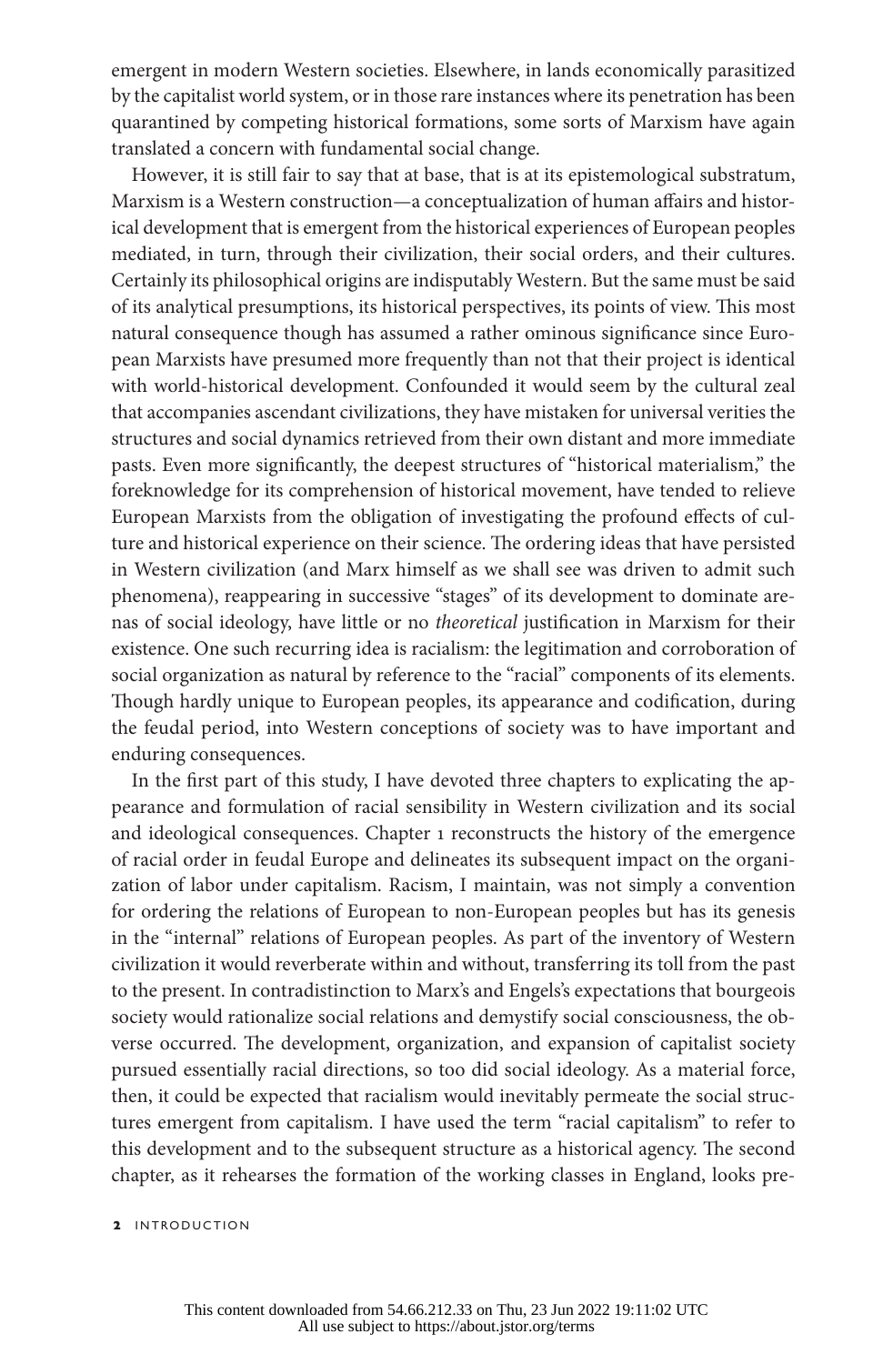emergent in modern Western societies. Elsewhere, in lands economically parasitized by the capitalist world system, or in those rare instances where its penetration has been quarantined by competing historical formations, some sorts of Marxism have again translated a concern with fundamental social change.

However, it is still fair to say that at base, that is at its epistemological substratum, Marxism is a Western construction—a conceptualization of human affairs and historical development that is emergent from the historical experiences of European peoples mediated, in turn, through their civilization, their social orders, and their cultures. Certainly its philosophical origins are indisputably Western. But the same must be said of its analytical presumptions, its historical perspectives, its points of view. This most natural consequence though has assumed a rather ominous significance since European Marxists have presumed more frequently than not that their project is identical with world-historical development. Confounded it would seem by the cultural zeal that accompanies ascendant civilizations, they have mistaken for universal verities the structures and social dynamics retrieved from their own distant and more immediate pasts. Even more significantly, the deepest structures of "historical materialism," the foreknowledge for its comprehension of historical movement, have tended to relieve European Marxists from the obligation of investigating the profound effects of culture and historical experience on their science. The ordering ideas that have persisted in Western civilization (and Marx himself as we shall see was driven to admit such phenomena), reappearing in successive "stages" of its development to dominate arenas of social ideology, have little or no *theoretical* justification in Marxism for their existence. One such recurring idea is racialism: the legitimation and corroboration of social organization as natural by reference to the "racial" components of its elements. Though hardly unique to European peoples, its appearance and codification, during the feudal period, into Western conceptions of society was to have important and enduring consequences.

In the first part of this study, I have devoted three chapters to explicating the appearance and formulation of racial sensibility in Western civilization and its social and ideological consequences. Chapter 1 reconstructs the history of the emergence of racial order in feudal Europe and delineates its subsequent impact on the organization of labor under capitalism. Racism, I maintain, was not simply a convention for ordering the relations of European to non-European peoples but has its genesis in the "internal" relations of European peoples. As part of the inventory of Western civilization it would reverberate within and without, transferring its toll from the past to the present. In contradistinction to Marx's and Engels's expectations that bourgeois society would rationalize social relations and demystify social consciousness, the obverse occurred. The development, organization, and expansion of capitalist society pursued essentially racial directions, so too did social ideology. As a material force, then, it could be expected that racialism would inevitably permeate the social structures emergent from capitalism. I have used the term "racial capitalism" to refer to this development and to the subsequent structure as a historical agency. The second chapter, as it rehearses the formation of the working classes in England, looks pre-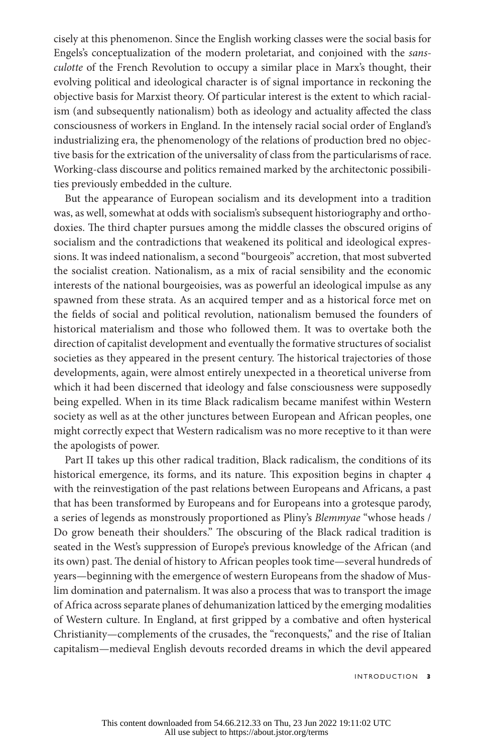cisely at this phenomenon. Since the English working classes were the social basis for Engels's conceptualization of the modern proletariat, and conjoined with the *sans-culotte* of the French Revolution to occupy a similar place in Marx's thought, their evolving political and ideological character is of signal importance in reckoning the objective basis for Marxist theory. Of particular interest is the extent to which racialism (and subsequently nationalism) both as ideology and actuality affected the class consciousness of workers in England. In the intensely racial social order of England's industrializing era, the phenomenology of the relations of production bred no objective basis for the extrication of the universality of class from the particularisms of race. Working-class discourse and politics remained marked by the architectonic possibilities previously embedded in the culture.

But the appearance of European socialism and its development into a tradition was, as well, somewhat at odds with socialism's subsequent historiography and orthodoxies. The third chapter pursues among the middle classes the obscured origins of socialism and the contradictions that weakened its political and ideological expressions. It was indeed nationalism, a second "bourgeois" accretion, that most subverted the socialist creation. Nationalism, as a mix of racial sensibility and the economic interests of the national bourgeoisies, was as powerful an ideological impulse as any spawned from these strata. As an acquired temper and as a historical force met on the fields of social and political revolution, nationalism bemused the founders of historical materialism and those who followed them. It was to overtake both the direction of capitalist development and eventually the formative structures of socialist societies as they appeared in the present century. The historical trajectories of those developments, again, were almost entirely unexpected in a theoretical universe from which it had been discerned that ideology and false consciousness were supposedly being expelled. When in its time Black radicalism became manifest within Western society as well as at the other junctures between European and African peoples, one might correctly expect that Western radicalism was no more receptive to it than were the apologists of power.

Part II takes up this other radical tradition, Black radicalism, the conditions of its historical emergence, its forms, and its nature. This exposition begins in chapter 4 with the reinvestigation of the past relations between Europeans and Africans, a past that has been transformed by Europeans and for Europeans into a grotesque parody, a series of legends as monstrously proportioned as Pliny's *Blemmyae* "whose heads / Do grow beneath their shoulders." The obscuring of the Black radical tradition is seated in the West's suppression of Europe's previous knowledge of the African (and its own) past. The denial of history to African peoples took time—several hundreds of years—beginning with the emergence of western Europeans from the shadow of Muslim domination and paternalism. It was also a process that was to transport the image of Africa across separate planes of dehumanization latticed by the emerging modalities of Western culture. In England, at first gripped by a combative and often hysterical Christianity—complements of the crusades, the "reconquests," and the rise of Italian capitalism—medieval English devouts recorded dreams in which the devil appeared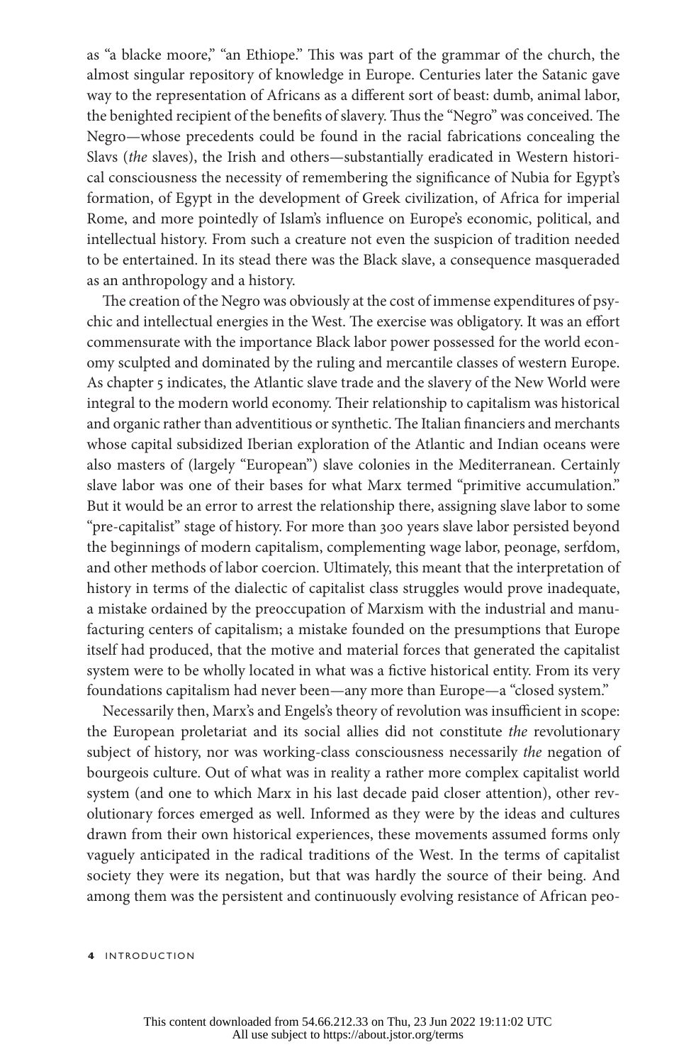as "a blacke moore," "an Ethiope." This was part of the grammar of the church, the almost singular repository of knowledge in Europe. Centuries later the Satanic gave way to the representation of Africans as a different sort of beast: dumb, animal labor, the benighted recipient of the benefits of slavery. Thus the "Negro" was conceived. The Negro—whose precedents could be found in the racial fabrications concealing the Slavs (*the* slaves), the Irish and others—substantially eradicated in Western historical consciousness the necessity of remembering the significance of Nubia for Egypt's formation, of Egypt in the development of Greek civilization, of Africa for imperial Rome, and more pointedly of Islam's influence on Europe's economic, political, and intellectual history. From such a creature not even the suspicion of tradition needed to be entertained. In its stead there was the Black slave, a consequence masqueraded as an anthropology and a history.

The creation of the Negro was obviously at the cost of immense expenditures of psychic and intellectual energies in the West. The exercise was obligatory. It was an effort commensurate with the importance Black labor power possessed for the world economy sculpted and dominated by the ruling and mercantile classes of western Europe. As chapter 5 indicates, the Atlantic slave trade and the slavery of the New World were integral to the modern world economy. Their relationship to capitalism was historical and organic rather than adventitious or synthetic. The Italian financiers and merchants whose capital subsidized Iberian exploration of the Atlantic and Indian oceans were also masters of (largely "European") slave colonies in the Mediterranean. Certainly slave labor was one of their bases for what Marx termed "primitive accumulation." But it would be an error to arrest the relationship there, assigning slave labor to some "pre-capitalist" stage of history. For more than 300 years slave labor persisted beyond the beginnings of modern capitalism, complementing wage labor, peonage, serfdom, and other methods of labor coercion. Ultimately, this meant that the interpretation of history in terms of the dialectic of capitalist class struggles would prove inadequate, a mistake ordained by the preoccupation of Marxism with the industrial and manufacturing centers of capitalism; a mistake founded on the presumptions that Europe itself had produced, that the motive and material forces that generated the capitalist system were to be wholly located in what was a fictive historical entity. From its very foundations capitalism had never been—any more than Europe—a "closed system."

Necessarily then, Marx's and Engels's theory of revolution was insufficient in scope: the European proletariat and its social allies did not constitute *the* revolutionary subject of history, nor was working-class consciousness necessarily *the* negation of bourgeois culture. Out of what was in reality a rather more complex capitalist world system (and one to which Marx in his last decade paid closer attention), other revolutionary forces emerged as well. Informed as they were by the ideas and cultures drawn from their own historical experiences, these movements assumed forms only vaguely anticipated in the radical traditions of the West. In the terms of capitalist society they were its negation, but that was hardly the source of their being. And among them was the persistent and continuously evolving resistance of African peo-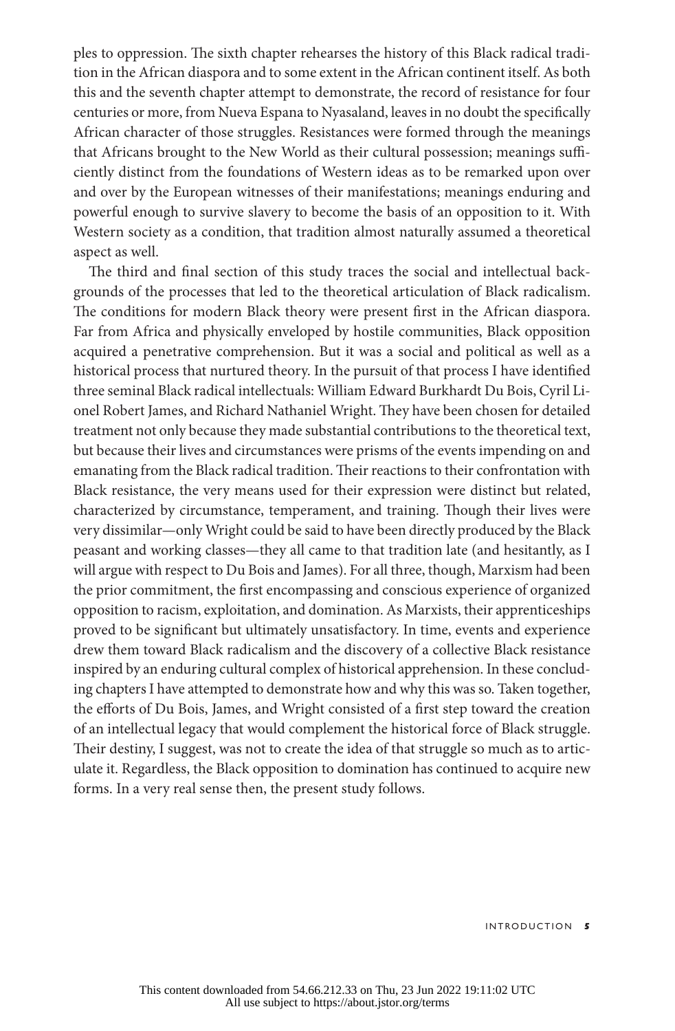ples to oppression. The sixth chapter rehearses the history of this Black radical tradition in the African diaspora and to some extent in the African continent itself. As both this and the seventh chapter attempt to demonstrate, the record of resistance for four centuries or more, from Nueva Espana to Nyasaland, leaves in no doubt the specifically African character of those struggles. Resistances were formed through the meanings that Africans brought to the New World as their cultural possession; meanings sufficiently distinct from the foundations of Western ideas as to be remarked upon over and over by the European witnesses of their manifestations; meanings enduring and powerful enough to survive slavery to become the basis of an opposition to it. With Western society as a condition, that tradition almost naturally assumed a theoretical aspect as well.

The third and final section of this study traces the social and intellectual backgrounds of the processes that led to the theoretical articulation of Black radicalism. The conditions for modern Black theory were present first in the African diaspora. Far from Africa and physically enveloped by hostile communities, Black opposition acquired a penetrative comprehension. But it was a social and political as well as a historical process that nurtured theory. In the pursuit of that process I have identified three seminal Black radical intellectuals: William Edward Burkhardt Du Bois, Cyril Lionel Robert James, and Richard Nathaniel Wright. They have been chosen for detailed treatment not only because they made substantial contributions to the theoretical text, but because their lives and circumstances were prisms of the events impending on and emanating from the Black radical tradition. Their reactions to their confrontation with Black resistance, the very means used for their expression were distinct but related, characterized by circumstance, temperament, and training. Though their lives were very dissimilar—only Wright could be said to have been directly produced by the Black peasant and working classes—they all came to that tradition late (and hesitantly, as I will argue with respect to Du Bois and James). For all three, though, Marxism had been the prior commitment, the first encompassing and conscious experience of organized opposition to racism, exploitation, and domination. As Marxists, their apprenticeships proved to be significant but ultimately unsatisfactory. In time, events and experience drew them toward Black radicalism and the discovery of a collective Black resistance inspired by an enduring cultural complex of historical apprehension. In these concluding chapters I have attempted to demonstrate how and why this was so. Taken together, the efforts of Du Bois, James, and Wright consisted of a first step toward the creation of an intellectual legacy that would complement the historical force of Black struggle. Their destiny, I suggest, was not to create the idea of that struggle so much as to articulate it. Regardless, the Black opposition to domination has continued to acquire new forms. In a very real sense then, the present study follows.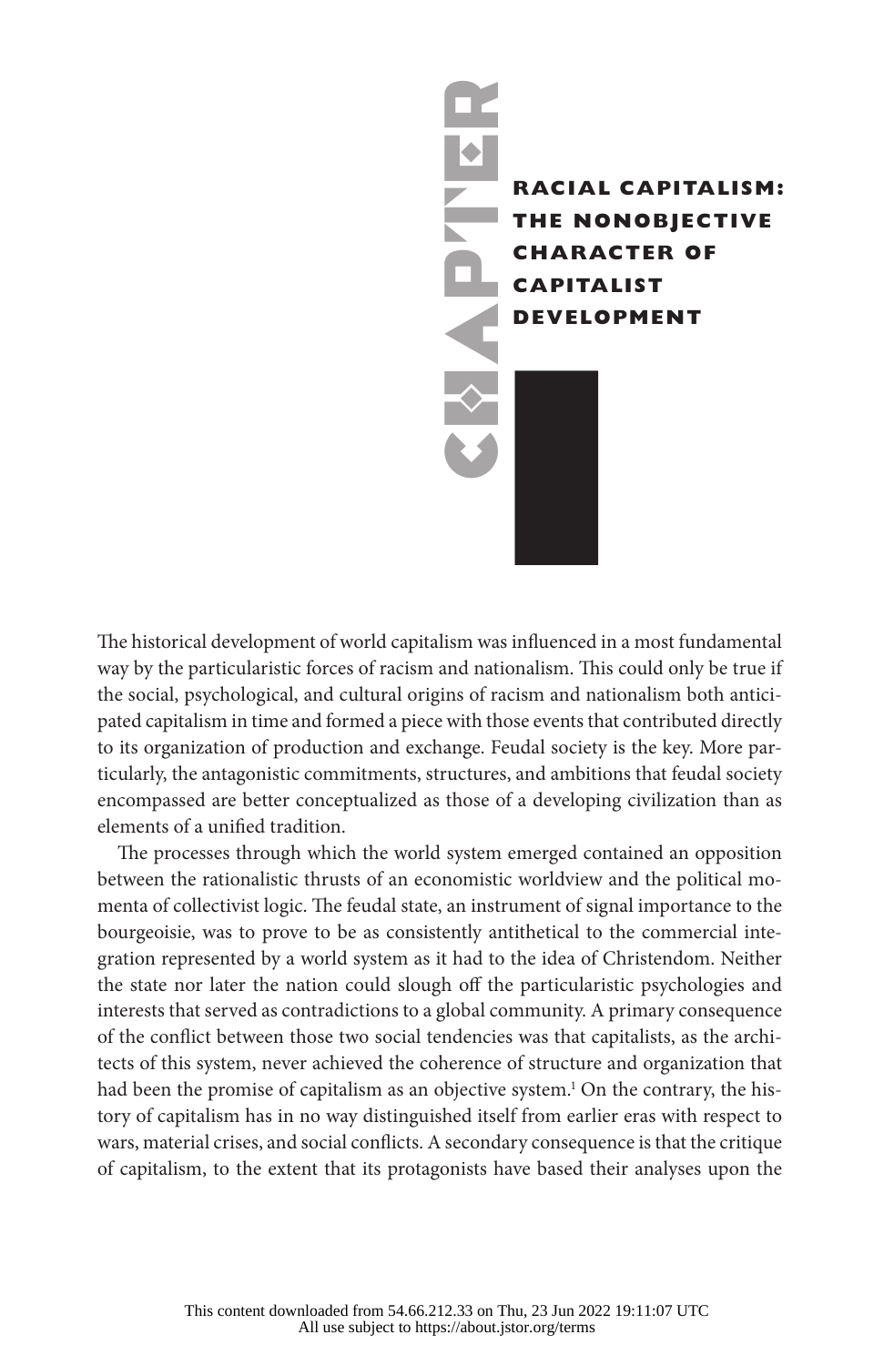# RACIAL CAPITALISM: THE NONOBJECTIVE CHARACTER OF CAPITALIST DEVELOPMENT

The historical development of world capitalism was influenced in a most fundamental way by the particularistic forces of racism and nationalism. This could only be true if the social, psychological, and cultural origins of racism and nationalism both anticipated capitalism in time and formed a piece with those events that contributed directly to its organization of production and exchange. Feudal society is the key. More particularly, the antagonistic commitments, structures, and ambitions that feudal society encompassed are better conceptualized as those of a developing civilization than as elements of a unified tradition.

The processes through which the world system emerged contained an opposition between the rationalistic thrusts of an economistic worldview and the political momenta of collectivist logic. The feudal state, an instrument of signal importance to the bourgeoisie, was to prove to be as consistently antithetical to the commercial integration represented by a world system as it had to the idea of Christendom. Neither the state nor later the nation could slough off the particularistic psychologies and interests that served as contradictions to a global community. A primary consequence of the conflict between those two social tendencies was that capitalists, as the architects of this system, never achieved the coherence of structure and organization that had been the promise of capitalism as an objective system.[1] On the contrary, the history of capitalism has in no way distinguished itself from earlier eras with respect to wars, material crises, and social conflicts. A secondary consequence is that the critique of capitalism, to the extent that its protagonists have based their analyses upon the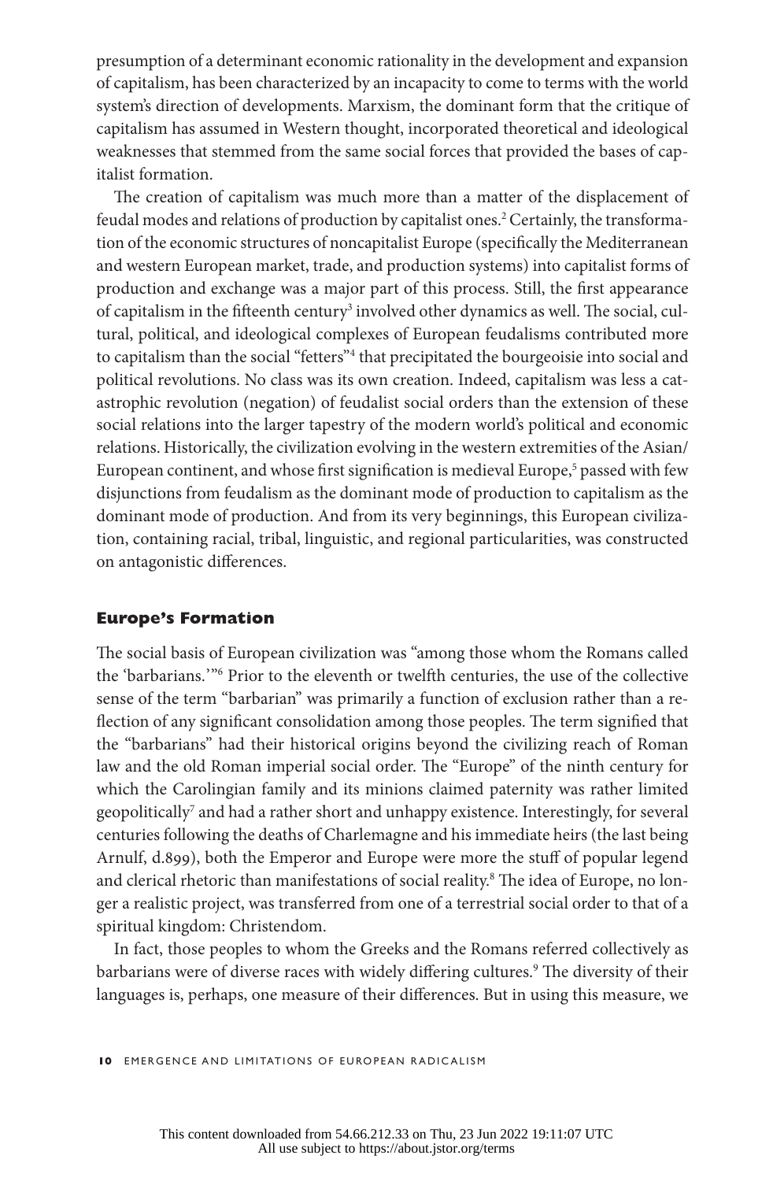presumption of a determinant economic rationality in the development and expansion of capitalism, has been characterized by an incapacity to come to terms with the world system's direction of developments. Marxism, the dominant form that the critique of capitalism has assumed in Western thought, incorporated theoretical and ideological weaknesses that stemmed from the same social forces that provided the bases of capitalist formation.

The creation of capitalism was much more than a matter of the displacement of feudal modes and relations of production by capitalist ones.[2] Certainly, the transformation of the economic structures of noncapitalist Europe (specifically the Mediterranean and western European market, trade, and production systems) into capitalist forms of production and exchange was a major part of this process. Still, the first appearance of capitalism in the fifteenth century[3] involved other dynamics as well. The social, cultural, political, and ideological complexes of European feudalisms contributed more to capitalism than the social "fetters"[4] that precipitated the bourgeoisie into social and political revolutions. No class was its own creation. Indeed, capitalism was less a catastrophic revolution (negation) of feudalist social orders than the extension of these social relations into the larger tapestry of the modern world's political and economic relations. Historically, the civilization evolving in the western extremities of the Asian/European continent, and whose first signification is medieval Europe,[5] passed with few disjunctions from feudalism as the dominant mode of production to capitalism as the dominant mode of production. And from its very beginnings, this European civilization, containing racial, tribal, linguistic, and regional particularities, was constructed on antagonistic differences.

## Europe's Formation

The social basis of European civilization was "among those whom the Romans called the 'barbarians.'"[6] Prior to the eleventh or twelfth centuries, the use of the collective sense of the term "barbarian" was primarily a function of exclusion rather than a reflection of any significant consolidation among those peoples. The term signified that the "barbarians" had their historical origins beyond the civilizing reach of Roman law and the old Roman imperial social order. The "Europe" of the ninth century for which the Carolingian family and its minions claimed paternity was rather limited geopolitically[7] and had a rather short and unhappy existence. Interestingly, for several centuries following the deaths of Charlemagne and his immediate heirs (the last being Arnulf, d.899), both the Emperor and Europe were more the stuff of popular legend and clerical rhetoric than manifestations of social reality.[8] The idea of Europe, no longer a realistic project, was transferred from one of a terrestrial social order to that of a spiritual kingdom: Christendom.

In fact, those peoples to whom the Greeks and the Romans referred collectively as barbarians were of diverse races with widely differing cultures.[9] The diversity of their languages is, perhaps, one measure of their differences. But in using this measure, we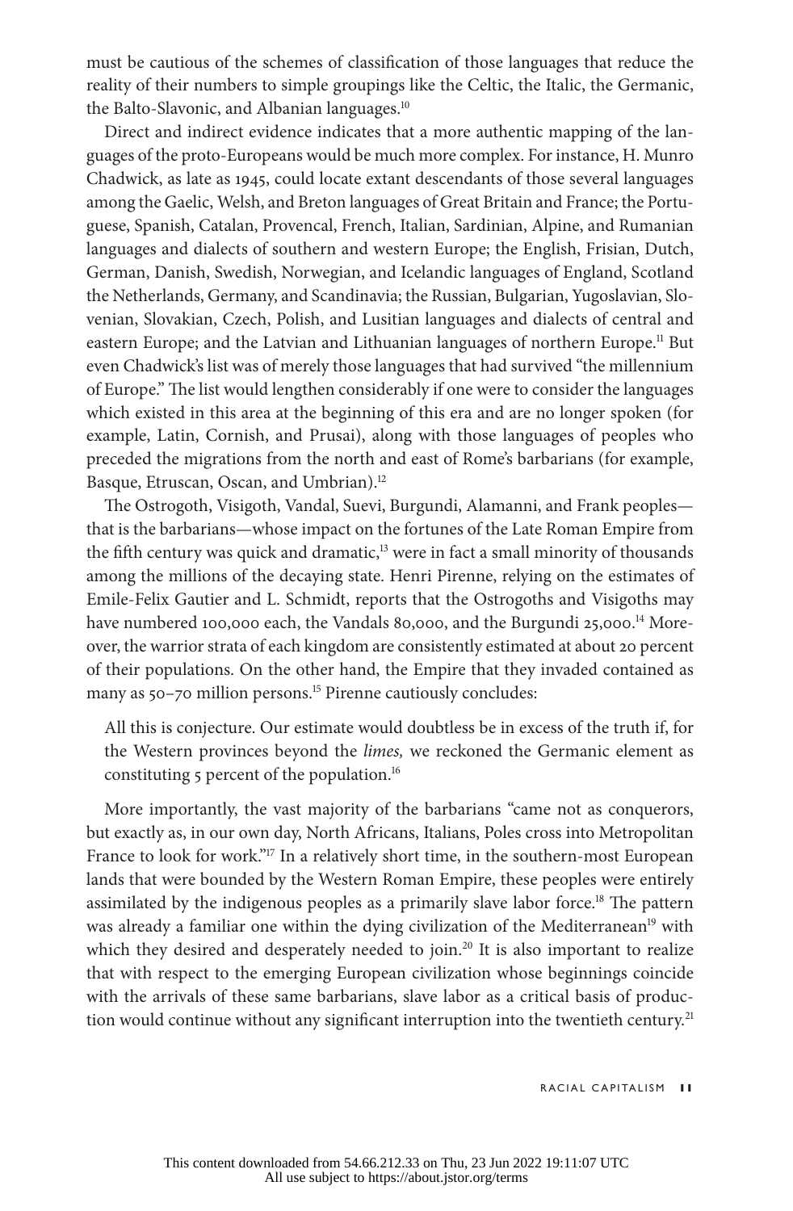must be cautious of the schemes of classification of those languages that reduce the reality of their numbers to simple groupings like the Celtic, the Italic, the Germanic, the Balto-Slavonic, and Albanian languages.[10]

Direct and indirect evidence indicates that a more authentic mapping of the languages of the proto-Europeans would be much more complex. For instance, H. Munro Chadwick, as late as 1945, could locate extant descendants of those several languages among the Gaelic, Welsh, and Breton languages of Great Britain and France; the Portuguese, Spanish, Catalan, Provencal, French, Italian, Sardinian, Alpine, and Rumanian languages and dialects of southern and western Europe; the English, Frisian, Dutch, German, Danish, Swedish, Norwegian, and Icelandic languages of England, Scotland the Netherlands, Germany, and Scandinavia; the Russian, Bulgarian, Yugoslavian, Slovenian, Slovakian, Czech, Polish, and Lusitian languages and dialects of central and eastern Europe; and the Latvian and Lithuanian languages of northern Europe.[11] But even Chadwick's list was of merely those languages that had survived "the millennium of Europe." The list would lengthen considerably if one were to consider the languages which existed in this area at the beginning of this era and are no longer spoken (for example, Latin, Cornish, and Prusai), along with those languages of peoples who preceded the migrations from the north and east of Rome's barbarians (for example, Basque, Etruscan, Oscan, and Umbrian).[12]

The Ostrogoth, Visigoth, Vandal, Suevi, Burgundi, Alamanni, and Frank peoples—that is the barbarians—whose impact on the fortunes of the Late Roman Empire from the fifth century was quick and dramatic,[13] were in fact a small minority of thousands among the millions of the decaying state. Henri Pirenne, relying on the estimates of Emile-Felix Gautier and L. Schmidt, reports that the Ostrogoths and Visigoths may have numbered 100,000 each, the Vandals 80,000, and the Burgundi 25,000.[14] Moreover, the warrior strata of each kingdom are consistently estimated at about 20 percent of their populations. On the other hand, the Empire that they invaded contained as many as 50–70 million persons.[15] Pirenne cautiously concludes:

> All this is conjecture. Our estimate would doubtless be in excess of the truth if, for the Western provinces beyond the *limes,* we reckoned the Germanic element as constituting 5 percent of the population.[16]

More importantly, the vast majority of the barbarians "came not as conquerors, but exactly as, in our own day, North Africans, Italians, Poles cross into Metropolitan France to look for work."[17] In a relatively short time, in the southern-most European lands that were bounded by the Western Roman Empire, these peoples were entirely assimilated by the indigenous peoples as a primarily slave labor force.[18] The pattern was already a familiar one within the dying civilization of the Mediterranean[19] with which they desired and desperately needed to join.[20] It is also important to realize that with respect to the emerging European civilization whose beginnings coincide with the arrivals of these same barbarians, slave labor as a critical basis of production would continue without any significant interruption into the twentieth century.[21]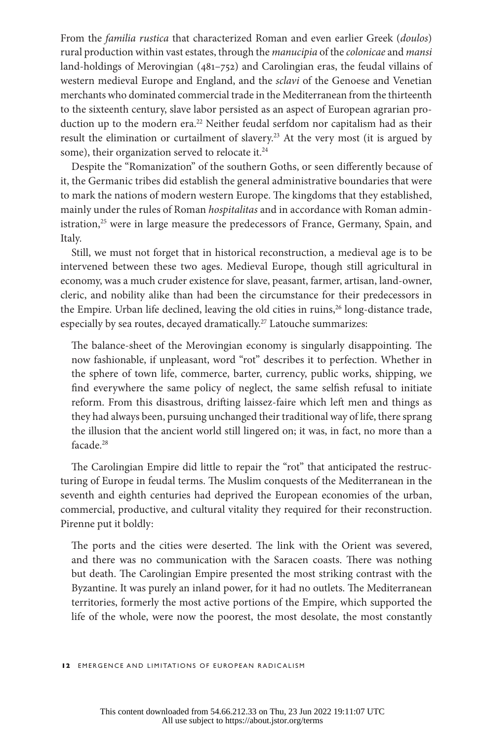From the *familia rustica* that characterized Roman and even earlier Greek (*doulos*) rural production within vast estates, through the *manucipia* of the *colonicae* and *mansi* land-holdings of Merovingian (481–752) and Carolingian eras, the feudal villains of western medieval Europe and England, and the *sclavi* of the Genoese and Venetian merchants who dominated commercial trade in the Mediterranean from the thirteenth to the sixteenth century, slave labor persisted as an aspect of European agrarian production up to the modern era.[22] Neither feudal serfdom nor capitalism had as their result the elimination or curtailment of slavery.[23] At the very most (it is argued by some), their organization served to relocate it.[24]

Despite the "Romanization" of the southern Goths, or seen differently because of it, the Germanic tribes did establish the general administrative boundaries that were to mark the nations of modern western Europe. The kingdoms that they established, mainly under the rules of Roman *hospitalitas* and in accordance with Roman administration,[25] were in large measure the predecessors of France, Germany, Spain, and Italy.

Still, we must not forget that in historical reconstruction, a medieval age is to be intervened between these two ages. Medieval Europe, though still agricultural in economy, was a much cruder existence for slave, peasant, farmer, artisan, land-owner, cleric, and nobility alike than had been the circumstance for their predecessors in the Empire. Urban life declined, leaving the old cities in ruins,[26] long-distance trade, especially by sea routes, decayed dramatically.[27] Latouche summarizes:

> The balance-sheet of the Merovingian economy is singularly disappointing. The now fashionable, if unpleasant, word "rot" describes it to perfection. Whether in the sphere of town life, commerce, barter, currency, public works, shipping, we find everywhere the same policy of neglect, the same selfish refusal to initiate reform. From this disastrous, drifting laissez-faire which left men and things as they had always been, pursuing unchanged their traditional way of life, there sprang the illusion that the ancient world still lingered on; it was, in fact, no more than a facade.[28]

The Carolingian Empire did little to repair the "rot" that anticipated the restructuring of Europe in feudal terms. The Muslim conquests of the Mediterranean in the seventh and eighth centuries had deprived the European economies of the urban, commercial, productive, and cultural vitality they required for their reconstruction. Pirenne put it boldly:

> The ports and the cities were deserted. The link with the Orient was severed, and there was no communication with the Saracen coasts. There was nothing but death. The Carolingian Empire presented the most striking contrast with the Byzantine. It was purely an inland power, for it had no outlets. The Mediterranean territories, formerly the most active portions of the Empire, which supported the life of the whole, were now the poorest, the most desolate, the most constantly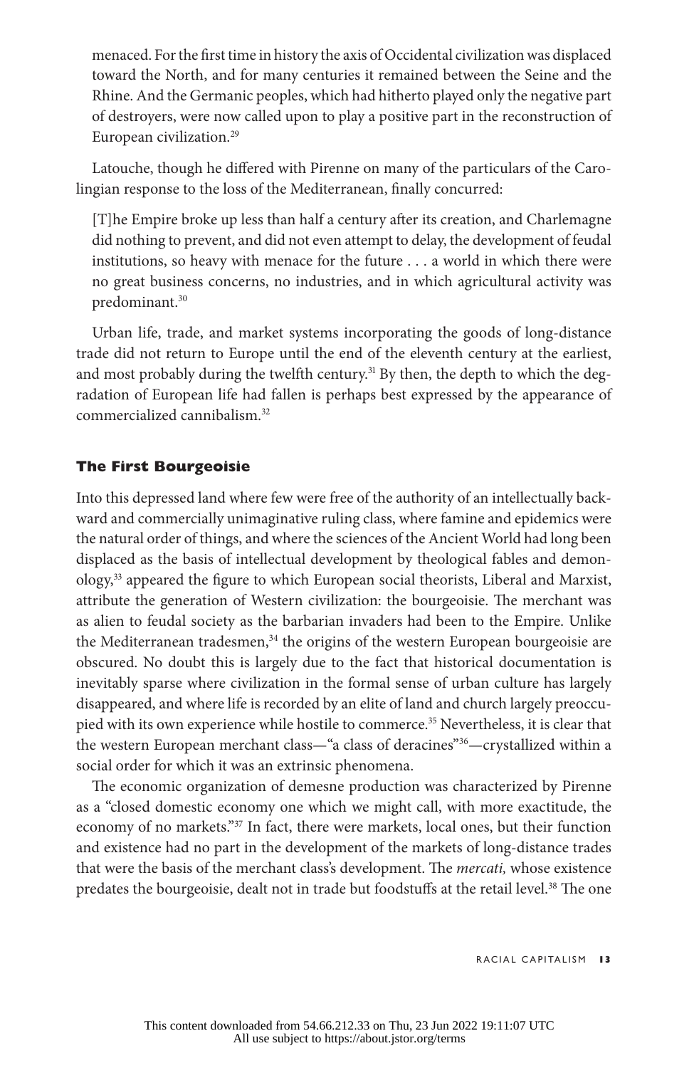menaced. For the first time in history the axis of Occidental civilization was displaced toward the North, and for many centuries it remained between the Seine and the Rhine. And the Germanic peoples, which had hitherto played only the negative part of destroyers, were now called upon to play a positive part in the reconstruction of European civilization.[29]

Latouche, though he differed with Pirenne on many of the particulars of the Carolingian response to the loss of the Mediterranean, finally concurred:

> [T]he Empire broke up less than half a century after its creation, and Charlemagne did nothing to prevent, and did not even attempt to delay, the development of feudal institutions, so heavy with menace for the future . . . a world in which there were no great business concerns, no industries, and in which agricultural activity was predominant.[30]

Urban life, trade, and market systems incorporating the goods of long-distance trade did not return to Europe until the end of the eleventh century at the earliest, and most probably during the twelfth century.[31] By then, the depth to which the degradation of European life had fallen is perhaps best expressed by the appearance of commercialized cannibalism.[32]

### The First Bourgeoisie

Into this depressed land where few were free of the authority of an intellectually backward and commercially unimaginative ruling class, where famine and epidemics were the natural order of things, and where the sciences of the Ancient World had long been displaced as the basis of intellectual development by theological fables and demonology,[33] appeared the figure to which European social theorists, Liberal and Marxist, attribute the generation of Western civilization: the bourgeoisie. The merchant was as alien to feudal society as the barbarian invaders had been to the Empire. Unlike the Mediterranean tradesmen,[34] the origins of the western European bourgeoisie are obscured. No doubt this is largely due to the fact that historical documentation is inevitably sparse where civilization in the formal sense of urban culture has largely disappeared, and where life is recorded by an elite of land and church largely preoccupied with its own experience while hostile to commerce.[35] Nevertheless, it is clear that the western European merchant class—"a class of deracines"[36]—crystallized within a social order for which it was an extrinsic phenomena.

The economic organization of demesne production was characterized by Pirenne as a "closed domestic economy one which we might call, with more exactitude, the economy of no markets."[37] In fact, there were markets, local ones, but their function and existence had no part in the development of the markets of long-distance trades that were the basis of the merchant class's development. The *mercati,* whose existence predates the bourgeoisie, dealt not in trade but foodstuffs at the retail level.[38] The one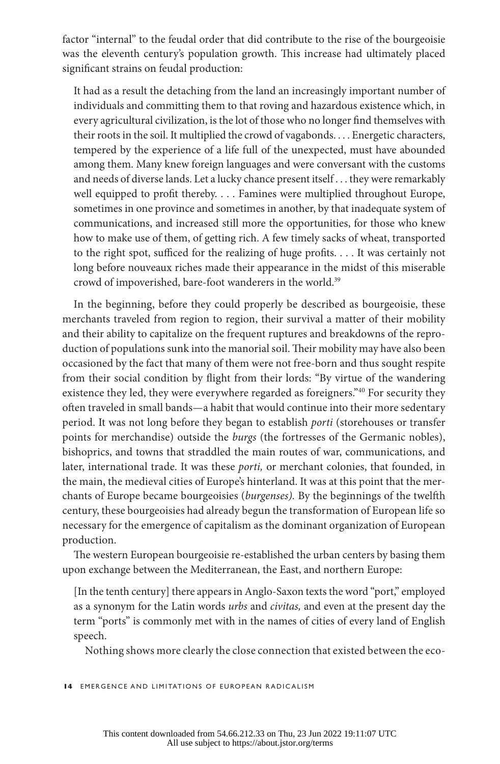factor "internal" to the feudal order that did contribute to the rise of the bourgeoisie was the eleventh century's population growth. This increase had ultimately placed significant strains on feudal production:

> It had as a result the detaching from the land an increasingly important number of individuals and committing them to that roving and hazardous existence which, in every agricultural civilization, is the lot of those who no longer find themselves with their roots in the soil. It multiplied the crowd of vagabonds. . . . Energetic characters, tempered by the experience of a life full of the unexpected, must have abounded among them. Many knew foreign languages and were conversant with the customs and needs of diverse lands. Let a lucky chance present itself . . . they were remarkably well equipped to profit thereby. . . . Famines were multiplied throughout Europe, sometimes in one province and sometimes in another, by that inadequate system of communications, and increased still more the opportunities, for those who knew how to make use of them, of getting rich. A few timely sacks of wheat, transported to the right spot, sufficed for the realizing of huge profits. . . . It was certainly not long before nouveaux riches made their appearance in the midst of this miserable crowd of impoverished, bare-foot wanderers in the world.[39]

In the beginning, before they could properly be described as bourgeoisie, these merchants traveled from region to region, their survival a matter of their mobility and their ability to capitalize on the frequent ruptures and breakdowns of the reproduction of populations sunk into the manorial soil. Their mobility may have also been occasioned by the fact that many of them were not free-born and thus sought respite from their social condition by flight from their lords: "By virtue of the wandering existence they led, they were everywhere regarded as foreigners."[40] For security they often traveled in small bands—a habit that would continue into their more sedentary period. It was not long before they began to establish *porti* (storehouses or transfer points for merchandise) outside the *burgs* (the fortresses of the Germanic nobles), bishoprics, and towns that straddled the main routes of war, communications, and later, international trade. It was these *porti,* or merchant colonies, that founded, in the main, the medieval cities of Europe's hinterland. It was at this point that the merchants of Europe became bourgeoisies (*burgenses).* By the beginnings of the twelfth century, these bourgeoisies had already begun the transformation of European life so necessary for the emergence of capitalism as the dominant organization of European production.

The western European bourgeoisie re-established the urban centers by basing them upon exchange between the Mediterranean, the East, and northern Europe:

> [In the tenth century] there appears in Anglo-Saxon texts the word "port," employed as a synonym for the Latin words *urbs* and *civitas,* and even at the present day the term "ports" is commonly met with in the names of cities of every land of English speech.
>
> Nothing shows more clearly the close connection that existed between the eco-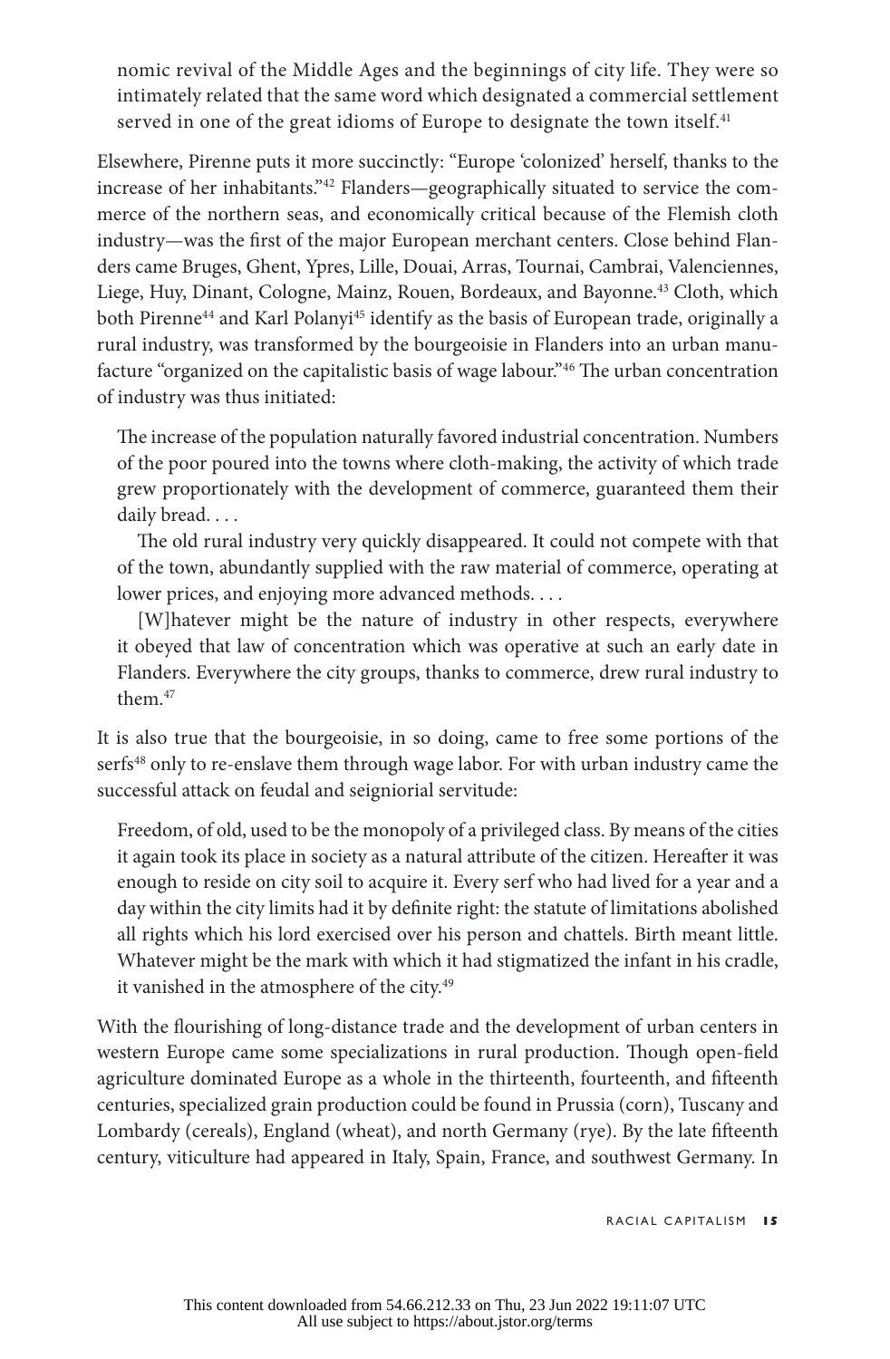nomic revival of the Middle Ages and the beginnings of city life. They were so intimately related that the same word which designated a commercial settlement served in one of the great idioms of Europe to designate the town itself.[41]

Elsewhere, Pirenne puts it more succinctly: "Europe 'colonized' herself, thanks to the increase of her inhabitants."[42] Flanders—geographically situated to service the commerce of the northern seas, and economically critical because of the Flemish cloth industry—was the first of the major European merchant centers. Close behind Flanders came Bruges, Ghent, Ypres, Lille, Douai, Arras, Tournai, Cambrai, Valenciennes, Liege, Huy, Dinant, Cologne, Mainz, Rouen, Bordeaux, and Bayonne.[43] Cloth, which both Pirenne[44] and Karl Polanyi[45] identify as the basis of European trade, originally a rural industry, was transformed by the bourgeoisie in Flanders into an urban manufacture "organized on the capitalistic basis of wage labour."[46] The urban concentration of industry was thus initiated:

> The increase of the population naturally favored industrial concentration. Numbers of the poor poured into the towns where cloth-making, the activity of which trade grew proportionately with the development of commerce, guaranteed them their daily bread. . . .
>
> The old rural industry very quickly disappeared. It could not compete with that of the town, abundantly supplied with the raw material of commerce, operating at lower prices, and enjoying more advanced methods. . . .
>
> [W]hatever might be the nature of industry in other respects, everywhere it obeyed that law of concentration which was operative at such an early date in Flanders. Everywhere the city groups, thanks to commerce, drew rural industry to them.[47]

It is also true that the bourgeoisie, in so doing, came to free some portions of the serfs[48] only to re-enslave them through wage labor. For with urban industry came the successful attack on feudal and seigniorial servitude:

> Freedom, of old, used to be the monopoly of a privileged class. By means of the cities it again took its place in society as a natural attribute of the citizen. Hereafter it was enough to reside on city soil to acquire it. Every serf who had lived for a year and a day within the city limits had it by definite right: the statute of limitations abolished all rights which his lord exercised over his person and chattels. Birth meant little. Whatever might be the mark with which it had stigmatized the infant in his cradle, it vanished in the atmosphere of the city.[49]

With the flourishing of long-distance trade and the development of urban centers in western Europe came some specializations in rural production. Though open-field agriculture dominated Europe as a whole in the thirteenth, fourteenth, and fifteenth centuries, specialized grain production could be found in Prussia (corn), Tuscany and Lombardy (cereals), England (wheat), and north Germany (rye). By the late fifteenth century, viticulture had appeared in Italy, Spain, France, and southwest Germany. In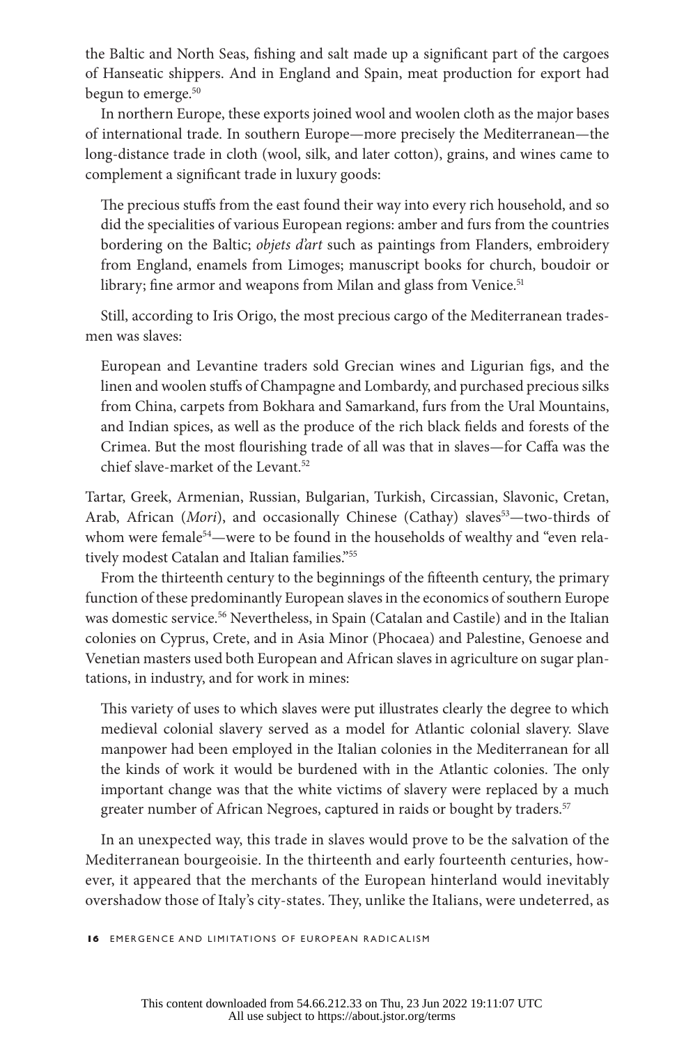the Baltic and North Seas, fishing and salt made up a significant part of the cargoes of Hanseatic shippers. And in England and Spain, meat production for export had begun to emerge.[50]

In northern Europe, these exports joined wool and woolen cloth as the major bases of international trade. In southern Europe—more precisely the Mediterranean—the long-distance trade in cloth (wool, silk, and later cotton), grains, and wines came to complement a significant trade in luxury goods:

> The precious stuffs from the east found their way into every rich household, and so did the specialities of various European regions: amber and furs from the countries bordering on the Baltic; *objets d'art* such as paintings from Flanders, embroidery from England, enamels from Limoges; manuscript books for church, boudoir or library; fine armor and weapons from Milan and glass from Venice.[51]

Still, according to Iris Origo, the most precious cargo of the Mediterranean tradesmen was slaves:

> European and Levantine traders sold Grecian wines and Ligurian figs, and the linen and woolen stuffs of Champagne and Lombardy, and purchased precious silks from China, carpets from Bokhara and Samarkand, furs from the Ural Mountains, and Indian spices, as well as the produce of the rich black fields and forests of the Crimea. But the most flourishing trade of all was that in slaves—for Caffa was the chief slave-market of the Levant.[52]

Tartar, Greek, Armenian, Russian, Bulgarian, Turkish, Circassian, Slavonic, Cretan, Arab, African (*Mori*), and occasionally Chinese (Cathay) slaves[53]—two-thirds of whom were female[54]—were to be found in the households of wealthy and "even relatively modest Catalan and Italian families."[55]

From the thirteenth century to the beginnings of the fifteenth century, the primary function of these predominantly European slaves in the economics of southern Europe was domestic service.[56] Nevertheless, in Spain (Catalan and Castile) and in the Italian colonies on Cyprus, Crete, and in Asia Minor (Phocaea) and Palestine, Genoese and Venetian masters used both European and African slaves in agriculture on sugar plantations, in industry, and for work in mines:

> This variety of uses to which slaves were put illustrates clearly the degree to which medieval colonial slavery served as a model for Atlantic colonial slavery. Slave manpower had been employed in the Italian colonies in the Mediterranean for all the kinds of work it would be burdened with in the Atlantic colonies. The only important change was that the white victims of slavery were replaced by a much greater number of African Negroes, captured in raids or bought by traders.[57]

In an unexpected way, this trade in slaves would prove to be the salvation of the Mediterranean bourgeoisie. In the thirteenth and early fourteenth centuries, however, it appeared that the merchants of the European hinterland would inevitably overshadow those of Italy's city-states. They, unlike the Italians, were undeterred, as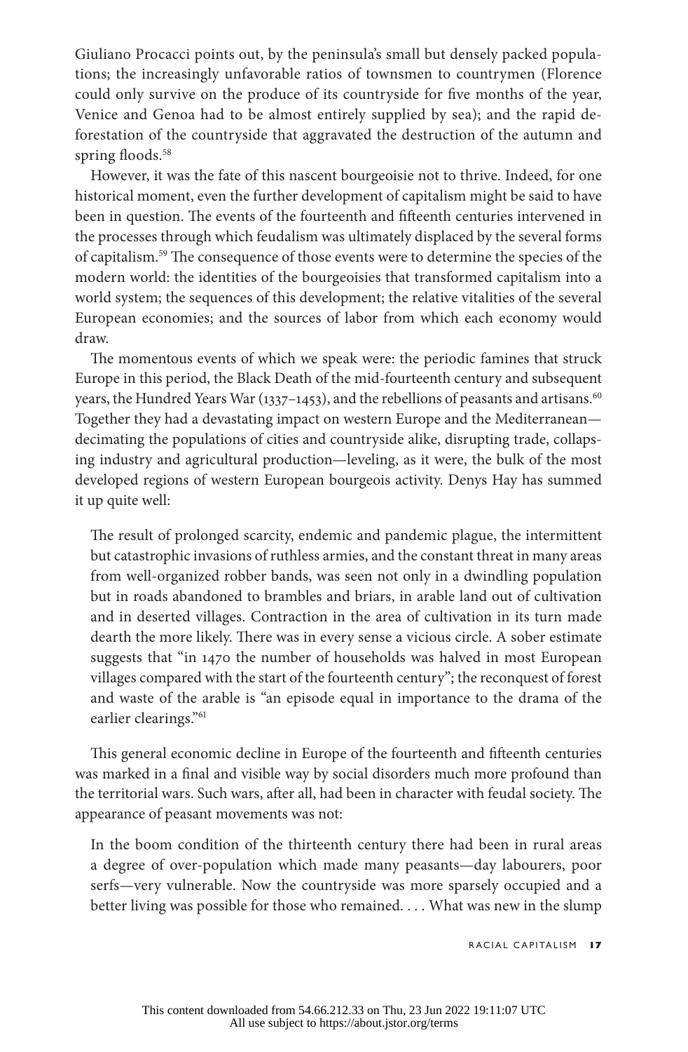Giuliano Procacci points out, by the peninsula's small but densely packed populations; the increasingly unfavorable ratios of townsmen to countrymen (Florence could only survive on the produce of its countryside for five months of the year, Venice and Genoa had to be almost entirely supplied by sea); and the rapid deforestation of the countryside that aggravated the destruction of the autumn and spring floods.[58]

However, it was the fate of this nascent bourgeoisie not to thrive. Indeed, for one historical moment, even the further development of capitalism might be said to have been in question. The events of the fourteenth and fifteenth centuries intervened in the processes through which feudalism was ultimately displaced by the several forms of capitalism.[59] The consequence of those events were to determine the species of the modern world: the identities of the bourgeoisies that transformed capitalism into a world system; the sequences of this development; the relative vitalities of the several European economies; and the sources of labor from which each economy would draw.

The momentous events of which we speak were: the periodic famines that struck Europe in this period, the Black Death of the mid-fourteenth century and subsequent years, the Hundred Years War (1337–1453), and the rebellions of peasants and artisans.[60] Together they had a devastating impact on western Europe and the Mediterranean—decimating the populations of cities and countryside alike, disrupting trade, collapsing industry and agricultural production—leveling, as it were, the bulk of the most developed regions of western European bourgeois activity. Denys Hay has summed it up quite well:

> The result of prolonged scarcity, endemic and pandemic plague, the intermittent but catastrophic invasions of ruthless armies, and the constant threat in many areas from well-organized robber bands, was seen not only in a dwindling population but in roads abandoned to brambles and briars, in arable land out of cultivation and in deserted villages. Contraction in the area of cultivation in its turn made dearth the more likely. There was in every sense a vicious circle. A sober estimate suggests that "in 1470 the number of households was halved in most European villages compared with the start of the fourteenth century"; the reconquest of forest and waste of the arable is "an episode equal in importance to the drama of the earlier clearings."[61]

This general economic decline in Europe of the fourteenth and fifteenth centuries was marked in a final and visible way by social disorders much more profound than the territorial wars. Such wars, after all, had been in character with feudal society. The appearance of peasant movements was not:

> In the boom condition of the thirteenth century there had been in rural areas a degree of over-population which made many peasants—day labourers, poor serfs—very vulnerable. Now the countryside was more sparsely occupied and a better living was possible for those who remained. . . . What was new in the slump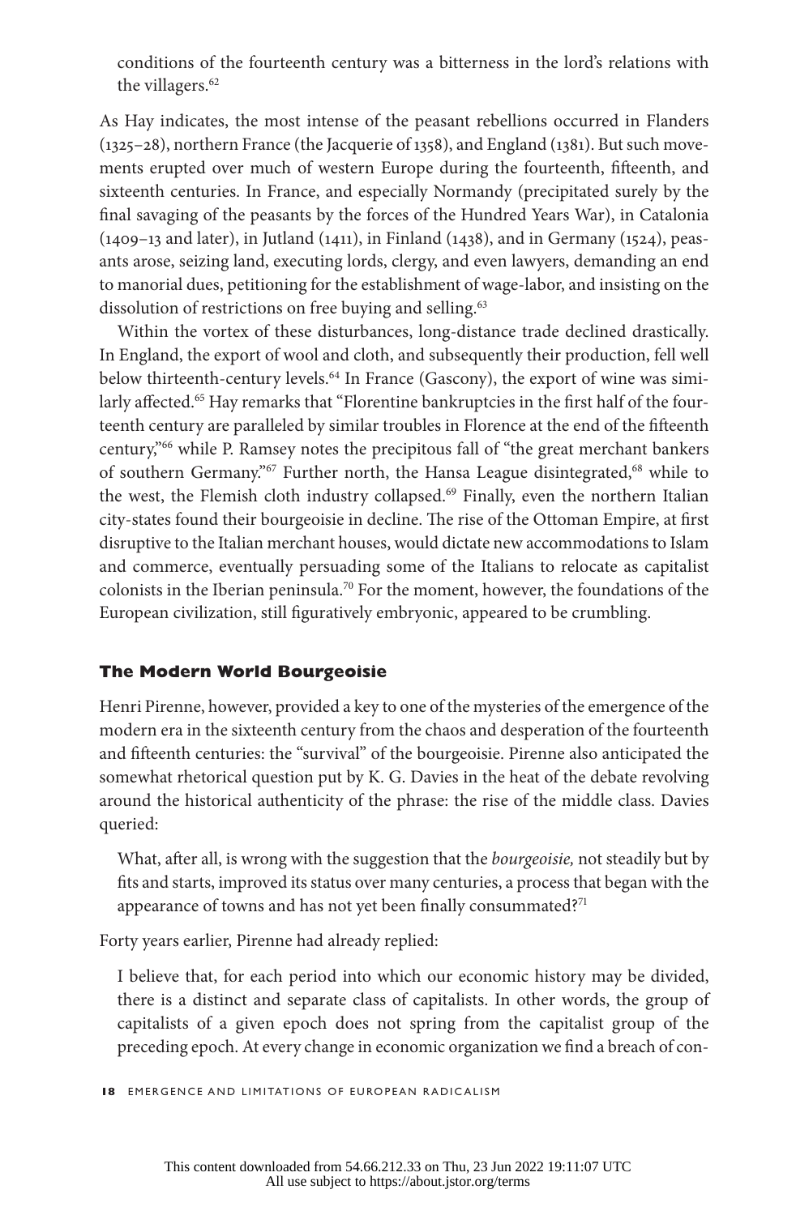conditions of the fourteenth century was a bitterness in the lord's relations with the villagers.[62]

As Hay indicates, the most intense of the peasant rebellions occurred in Flanders (1325–28), northern France (the Jacquerie of 1358), and England (1381). But such movements erupted over much of western Europe during the fourteenth, fifteenth, and sixteenth centuries. In France, and especially Normandy (precipitated surely by the final savaging of the peasants by the forces of the Hundred Years War), in Catalonia (1409–13 and later), in Jutland (1411), in Finland (1438), and in Germany (1524), peasants arose, seizing land, executing lords, clergy, and even lawyers, demanding an end to manorial dues, petitioning for the establishment of wage-labor, and insisting on the dissolution of restrictions on free buying and selling.[63]

Within the vortex of these disturbances, long-distance trade declined drastically. In England, the export of wool and cloth, and subsequently their production, fell well below thirteenth-century levels.[64] In France (Gascony), the export of wine was similarly affected.[65] Hay remarks that "Florentine bankruptcies in the first half of the fourteenth century are paralleled by similar troubles in Florence at the end of the fifteenth century,"[66] while P. Ramsey notes the precipitous fall of "the great merchant bankers of southern Germany."[67] Further north, the Hansa League disintegrated,[68] while to the west, the Flemish cloth industry collapsed.[69] Finally, even the northern Italian city-states found their bourgeoisie in decline. The rise of the Ottoman Empire, at first disruptive to the Italian merchant houses, would dictate new accommodations to Islam and commerce, eventually persuading some of the Italians to relocate as capitalist colonists in the Iberian peninsula.[70] For the moment, however, the foundations of the European civilization, still figuratively embryonic, appeared to be crumbling.

## The Modern World Bourgeoisie

Henri Pirenne, however, provided a key to one of the mysteries of the emergence of the modern era in the sixteenth century from the chaos and desperation of the fourteenth and fifteenth centuries: the "survival" of the bourgeoisie. Pirenne also anticipated the somewhat rhetorical question put by K. G. Davies in the heat of the debate revolving around the historical authenticity of the phrase: the rise of the middle class. Davies queried:

> What, after all, is wrong with the suggestion that the *bourgeoisie,* not steadily but by fits and starts, improved its status over many centuries, a process that began with the appearance of towns and has not yet been finally consummated?[71]

Forty years earlier, Pirenne had already replied:

> I believe that, for each period into which our economic history may be divided, there is a distinct and separate class of capitalists. In other words, the group of capitalists of a given epoch does not spring from the capitalist group of the preceding epoch. At every change in economic organization we find a breach of con-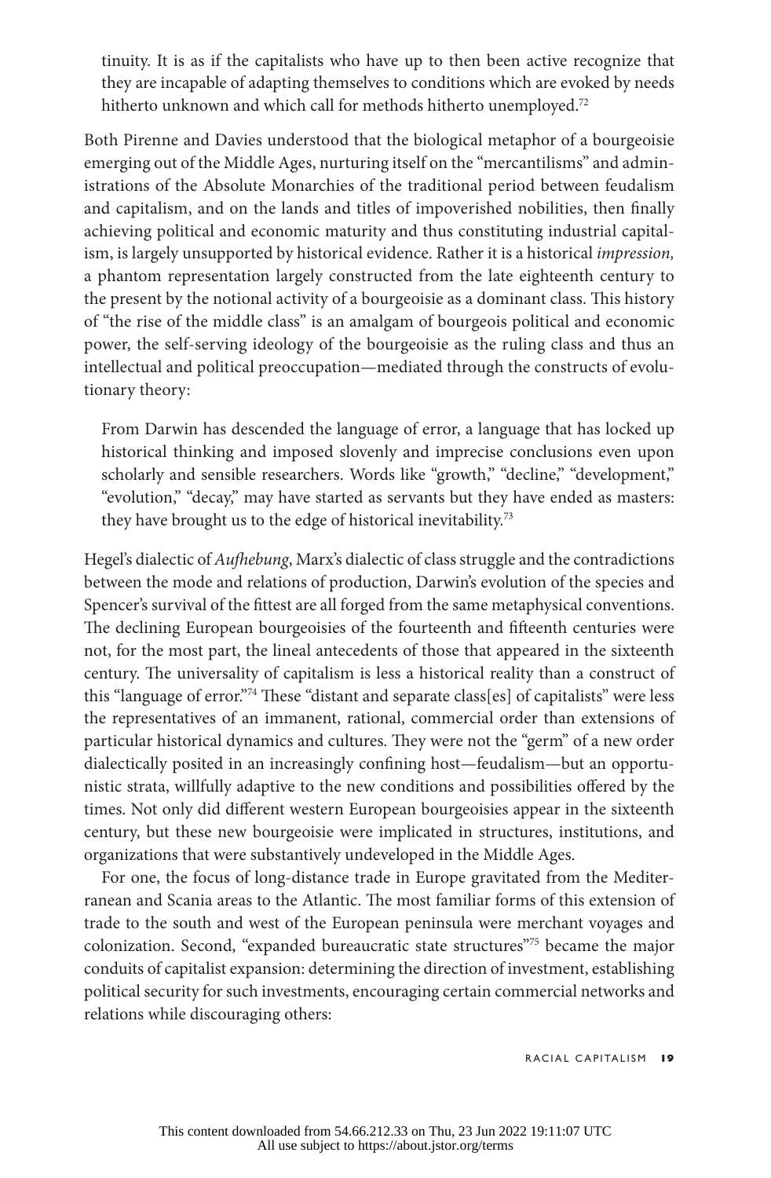tinuity. It is as if the capitalists who have up to then been active recognize that they are incapable of adapting themselves to conditions which are evoked by needs hitherto unknown and which call for methods hitherto unemployed.[72]

Both Pirenne and Davies understood that the biological metaphor of a bourgeoisie emerging out of the Middle Ages, nurturing itself on the "mercantilisms" and administrations of the Absolute Monarchies of the traditional period between feudalism and capitalism, and on the lands and titles of impoverished nobilities, then finally achieving political and economic maturity and thus constituting industrial capitalism, is largely unsupported by historical evidence. Rather it is a historical *impression,* a phantom representation largely constructed from the late eighteenth century to the present by the notional activity of a bourgeoisie as a dominant class. This history of "the rise of the middle class" is an amalgam of bourgeois political and economic power, the self-serving ideology of the bourgeoisie as the ruling class and thus an intellectual and political preoccupation—mediated through the constructs of evolutionary theory:

> From Darwin has descended the language of error, a language that has locked up historical thinking and imposed slovenly and imprecise conclusions even upon scholarly and sensible researchers. Words like "growth," "decline," "development," "evolution," "decay," may have started as servants but they have ended as masters: they have brought us to the edge of historical inevitability.[73]

Hegel's dialectic of *Aufhebung*, Marx's dialectic of class struggle and the contradictions between the mode and relations of production, Darwin's evolution of the species and Spencer's survival of the fittest are all forged from the same metaphysical conventions. The declining European bourgeoisies of the fourteenth and fifteenth centuries were not, for the most part, the lineal antecedents of those that appeared in the sixteenth century. The universality of capitalism is less a historical reality than a construct of this "language of error."[74] These "distant and separate class[es] of capitalists" were less the representatives of an immanent, rational, commercial order than extensions of particular historical dynamics and cultures. They were not the "germ" of a new order dialectically posited in an increasingly confining host—feudalism—but an opportunistic strata, willfully adaptive to the new conditions and possibilities offered by the times. Not only did different western European bourgeoisies appear in the sixteenth century, but these new bourgeoisie were implicated in structures, institutions, and organizations that were substantively undeveloped in the Middle Ages.

For one, the focus of long-distance trade in Europe gravitated from the Mediterranean and Scania areas to the Atlantic. The most familiar forms of this extension of trade to the south and west of the European peninsula were merchant voyages and colonization. Second, "expanded bureaucratic state structures"[75] became the major conduits of capitalist expansion: determining the direction of investment, establishing political security for such investments, encouraging certain commercial networks and relations while discouraging others: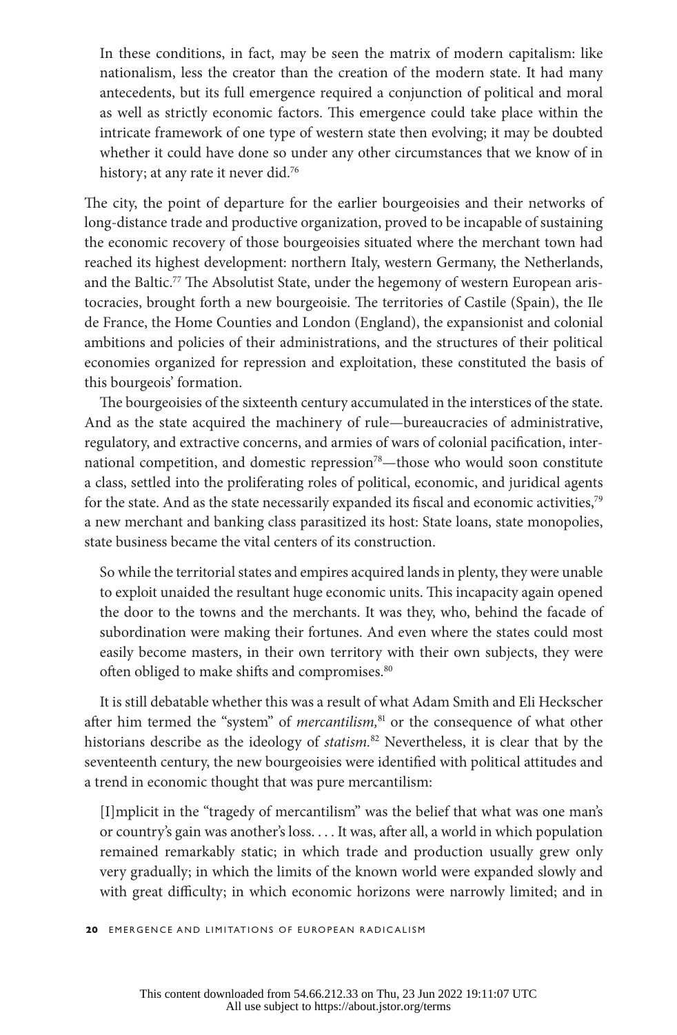> In these conditions, in fact, may be seen the matrix of modern capitalism: like nationalism, less the creator than the creation of the modern state. It had many antecedents, but its full emergence required a conjunction of political and moral as well as strictly economic factors. This emergence could take place within the intricate framework of one type of western state then evolving; it may be doubted whether it could have done so under any other circumstances that we know of in history; at any rate it never did.[76]

The city, the point of departure for the earlier bourgeoisies and their networks of long-distance trade and productive organization, proved to be incapable of sustaining the economic recovery of those bourgeoisies situated where the merchant town had reached its highest development: northern Italy, western Germany, the Netherlands, and the Baltic.[77] The Absolutist State, under the hegemony of western European aristocracies, brought forth a new bourgeoisie. The territories of Castile (Spain), the Ile de France, the Home Counties and London (England), the expansionist and colonial ambitions and policies of their administrations, and the structures of their political economies organized for repression and exploitation, these constituted the basis of this bourgeois' formation.

The bourgeoisies of the sixteenth century accumulated in the interstices of the state. And as the state acquired the machinery of rule—bureaucracies of administrative, regulatory, and extractive concerns, and armies of wars of colonial pacification, international competition, and domestic repression[78]—those who would soon constitute a class, settled into the proliferating roles of political, economic, and juridical agents for the state. And as the state necessarily expanded its fiscal and economic activities,[79] a new merchant and banking class parasitized its host: State loans, state monopolies, state business became the vital centers of its construction.

> So while the territorial states and empires acquired lands in plenty, they were unable to exploit unaided the resultant huge economic units. This incapacity again opened the door to the towns and the merchants. It was they, who, behind the facade of subordination were making their fortunes. And even where the states could most easily become masters, in their own territory with their own subjects, they were often obliged to make shifts and compromises.[80]

It is still debatable whether this was a result of what Adam Smith and Eli Heckscher after him termed the "system" of *mercantilism,*[81] or the consequence of what other historians describe as the ideology of *statism.*[82] Nevertheless, it is clear that by the seventeenth century, the new bourgeoisies were identified with political attitudes and a trend in economic thought that was pure mercantilism:

> [I]mplicit in the "tragedy of mercantilism" was the belief that what was one man's or country's gain was another's loss. . . . It was, after all, a world in which population remained remarkably static; in which trade and production usually grew only very gradually; in which the limits of the known world were expanded slowly and with great difficulty; in which economic horizons were narrowly limited; and in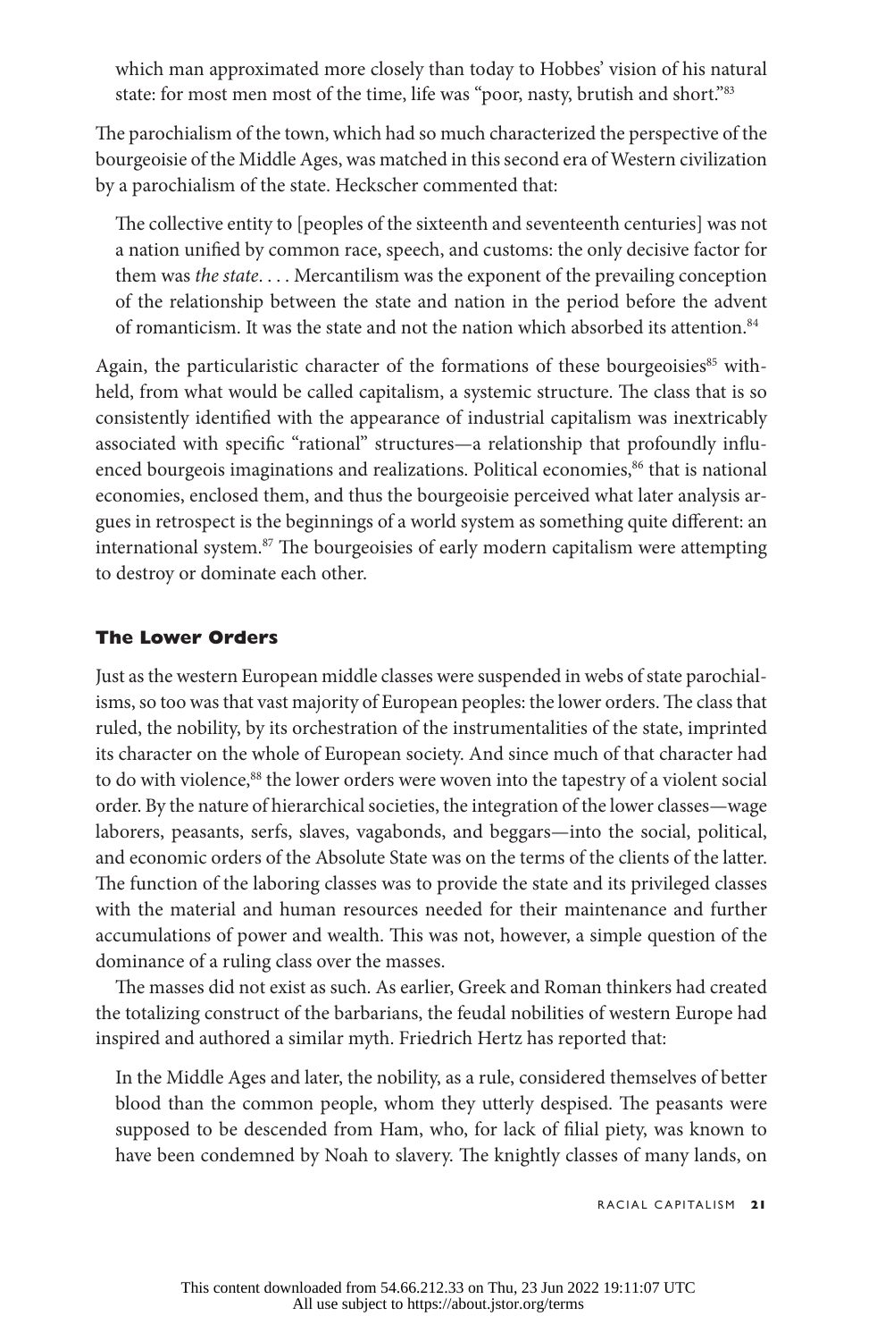which man approximated more closely than today to Hobbes' vision of his natural state: for most men most of the time, life was "poor, nasty, brutish and short."[83]

The parochialism of the town, which had so much characterized the perspective of the bourgeoisie of the Middle Ages, was matched in this second era of Western civilization by a parochialism of the state. Heckscher commented that:

> The collective entity to [peoples of the sixteenth and seventeenth centuries] was not a nation unified by common race, speech, and customs: the only decisive factor for them was *the state*. . . . Mercantilism was the exponent of the prevailing conception of the relationship between the state and nation in the period before the advent of romanticism. It was the state and not the nation which absorbed its attention.[84]

Again, the particularistic character of the formations of these bourgeoisies[85] withheld, from what would be called capitalism, a systemic structure. The class that is so consistently identified with the appearance of industrial capitalism was inextricably associated with specific "rational" structures—a relationship that profoundly influenced bourgeois imaginations and realizations. Political economies,[86] that is national economies, enclosed them, and thus the bourgeoisie perceived what later analysis argues in retrospect is the beginnings of a world system as something quite different: an international system.[87] The bourgeoisies of early modern capitalism were attempting to destroy or dominate each other.

## The Lower Orders

Just as the western European middle classes were suspended in webs of state parochialisms, so too was that vast majority of European peoples: the lower orders. The class that ruled, the nobility, by its orchestration of the instrumentalities of the state, imprinted its character on the whole of European society. And since much of that character had to do with violence,[88] the lower orders were woven into the tapestry of a violent social order. By the nature of hierarchical societies, the integration of the lower classes—wage laborers, peasants, serfs, slaves, vagabonds, and beggars—into the social, political, and economic orders of the Absolute State was on the terms of the clients of the latter. The function of the laboring classes was to provide the state and its privileged classes with the material and human resources needed for their maintenance and further accumulations of power and wealth. This was not, however, a simple question of the dominance of a ruling class over the masses.

The masses did not exist as such. As earlier, Greek and Roman thinkers had created the totalizing construct of the barbarians, the feudal nobilities of western Europe had inspired and authored a similar myth. Friedrich Hertz has reported that:

> In the Middle Ages and later, the nobility, as a rule, considered themselves of better blood than the common people, whom they utterly despised. The peasants were supposed to be descended from Ham, who, for lack of filial piety, was known to have been condemned by Noah to slavery. The knightly classes of many lands, on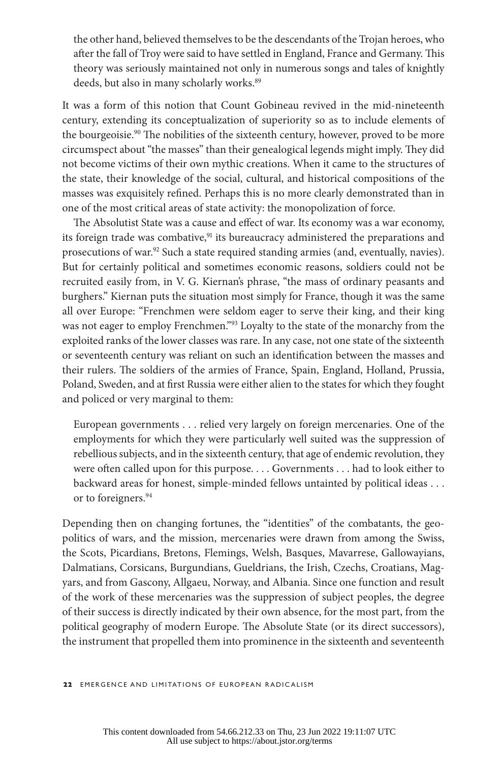the other hand, believed themselves to be the descendants of the Trojan heroes, who after the fall of Troy were said to have settled in England, France and Germany. This theory was seriously maintained not only in numerous songs and tales of knightly deeds, but also in many scholarly works.[89]

It was a form of this notion that Count Gobineau revived in the mid-nineteenth century, extending its conceptualization of superiority so as to include elements of the bourgeoisie.[90] The nobilities of the sixteenth century, however, proved to be more circumspect about "the masses" than their genealogical legends might imply. They did not become victims of their own mythic creations. When it came to the structures of the state, their knowledge of the social, cultural, and historical compositions of the masses was exquisitely refined. Perhaps this is no more clearly demonstrated than in one of the most critical areas of state activity: the monopolization of force.

The Absolutist State was a cause and effect of war. Its economy was a war economy, its foreign trade was combative,[91] its bureaucracy administered the preparations and prosecutions of war.[92] Such a state required standing armies (and, eventually, navies). But for certainly political and sometimes economic reasons, soldiers could not be recruited easily from, in V. G. Kiernan's phrase, "the mass of ordinary peasants and burghers." Kiernan puts the situation most simply for France, though it was the same all over Europe: "Frenchmen were seldom eager to serve their king, and their king was not eager to employ Frenchmen."[93] Loyalty to the state of the monarchy from the exploited ranks of the lower classes was rare. In any case, not one state of the sixteenth or seventeenth century was reliant on such an identification between the masses and their rulers. The soldiers of the armies of France, Spain, England, Holland, Prussia, Poland, Sweden, and at first Russia were either alien to the states for which they fought and policed or very marginal to them:

> European governments . . . relied very largely on foreign mercenaries. One of the employments for which they were particularly well suited was the suppression of rebellious subjects, and in the sixteenth century, that age of endemic revolution, they were often called upon for this purpose. . . . Governments . . . had to look either to backward areas for honest, simple-minded fellows untainted by political ideas . . . or to foreigners.[94]

Depending then on changing fortunes, the "identities" of the combatants, the geopolitics of wars, and the mission, mercenaries were drawn from among the Swiss, the Scots, Picardians, Bretons, Flemings, Welsh, Basques, Mavarrese, Gallowayians, Dalmatians, Corsicans, Burgundians, Gueldrians, the Irish, Czechs, Croatians, Magyars, and from Gascony, Allgaeu, Norway, and Albania. Since one function and result of the work of these mercenaries was the suppression of subject peoples, the degree of their success is directly indicated by their own absence, for the most part, from the political geography of modern Europe. The Absolute State (or its direct successors), the instrument that propelled them into prominence in the sixteenth and seventeenth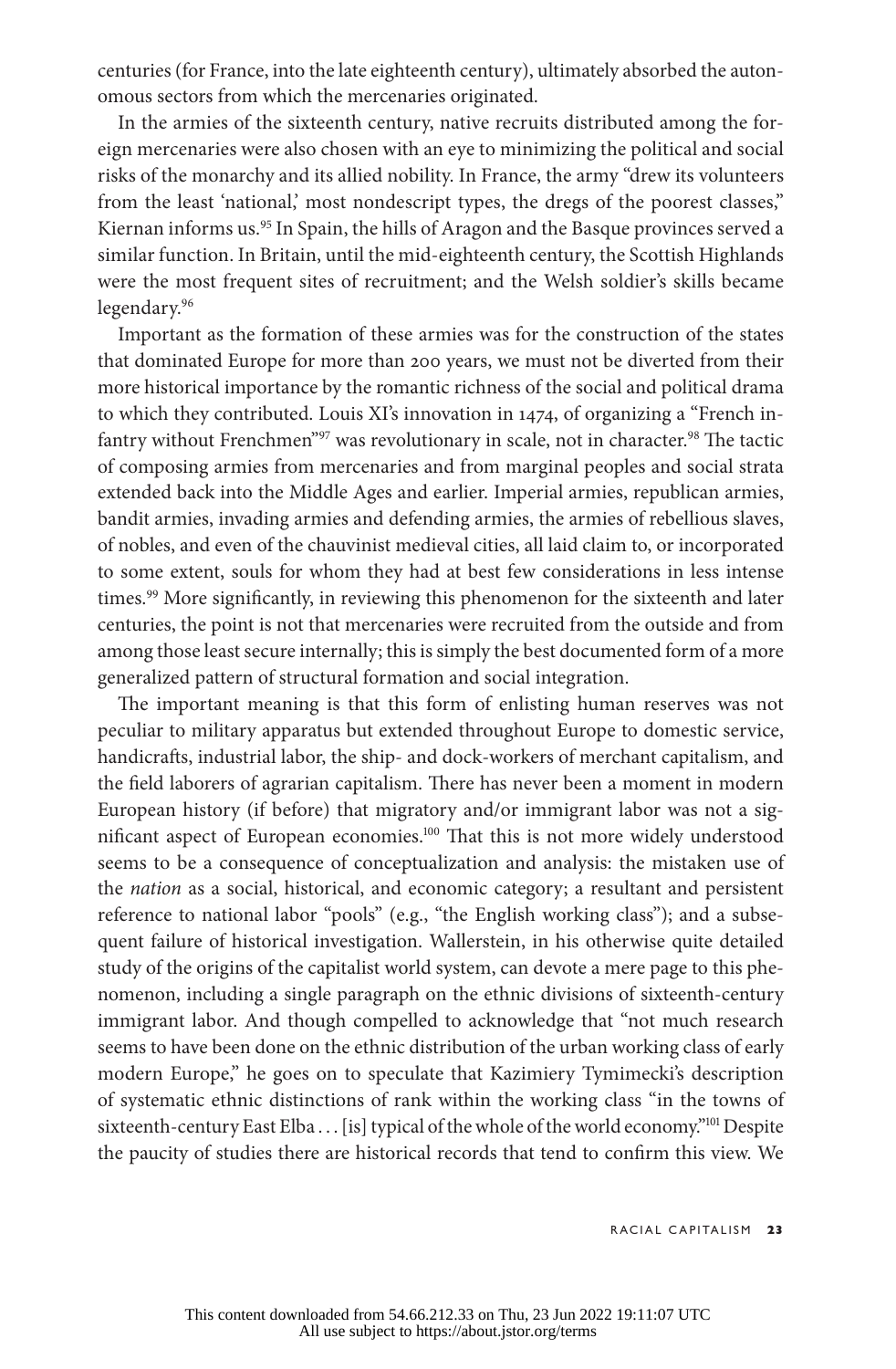centuries (for France, into the late eighteenth century), ultimately absorbed the autonomous sectors from which the mercenaries originated.

In the armies of the sixteenth century, native recruits distributed among the foreign mercenaries were also chosen with an eye to minimizing the political and social risks of the monarchy and its allied nobility. In France, the army "drew its volunteers from the least 'national,' most nondescript types, the dregs of the poorest classes," Kiernan informs us.[95] In Spain, the hills of Aragon and the Basque provinces served a similar function. In Britain, until the mid-eighteenth century, the Scottish Highlands were the most frequent sites of recruitment; and the Welsh soldier's skills became legendary.[96]

Important as the formation of these armies was for the construction of the states that dominated Europe for more than 200 years, we must not be diverted from their more historical importance by the romantic richness of the social and political drama to which they contributed. Louis XI's innovation in 1474, of organizing a "French infantry without Frenchmen"[97] was revolutionary in scale, not in character.[98] The tactic of composing armies from mercenaries and from marginal peoples and social strata extended back into the Middle Ages and earlier. Imperial armies, republican armies, bandit armies, invading armies and defending armies, the armies of rebellious slaves, of nobles, and even of the chauvinist medieval cities, all laid claim to, or incorporated to some extent, souls for whom they had at best few considerations in less intense times.[99] More significantly, in reviewing this phenomenon for the sixteenth and later centuries, the point is not that mercenaries were recruited from the outside and from among those least secure internally; this is simply the best documented form of a more generalized pattern of structural formation and social integration.

The important meaning is that this form of enlisting human reserves was not peculiar to military apparatus but extended throughout Europe to domestic service, handicrafts, industrial labor, the ship- and dock-workers of merchant capitalism, and the field laborers of agrarian capitalism. There has never been a moment in modern European history (if before) that migratory and/or immigrant labor was not a significant aspect of European economies.[100] That this is not more widely understood seems to be a consequence of conceptualization and analysis: the mistaken use of the *nation* as a social, historical, and economic category; a resultant and persistent reference to national labor "pools" (e.g., "the English working class"); and a subsequent failure of historical investigation. Wallerstein, in his otherwise quite detailed study of the origins of the capitalist world system, can devote a mere page to this phenomenon, including a single paragraph on the ethnic divisions of sixteenth-century immigrant labor. And though compelled to acknowledge that "not much research seems to have been done on the ethnic distribution of the urban working class of early modern Europe," he goes on to speculate that Kazimiery Tymimecki's description of systematic ethnic distinctions of rank within the working class "in the towns of sixteenth-century East Elba . . . [is] typical of the whole of the world economy."[101] Despite the paucity of studies there are historical records that tend to confirm this view. We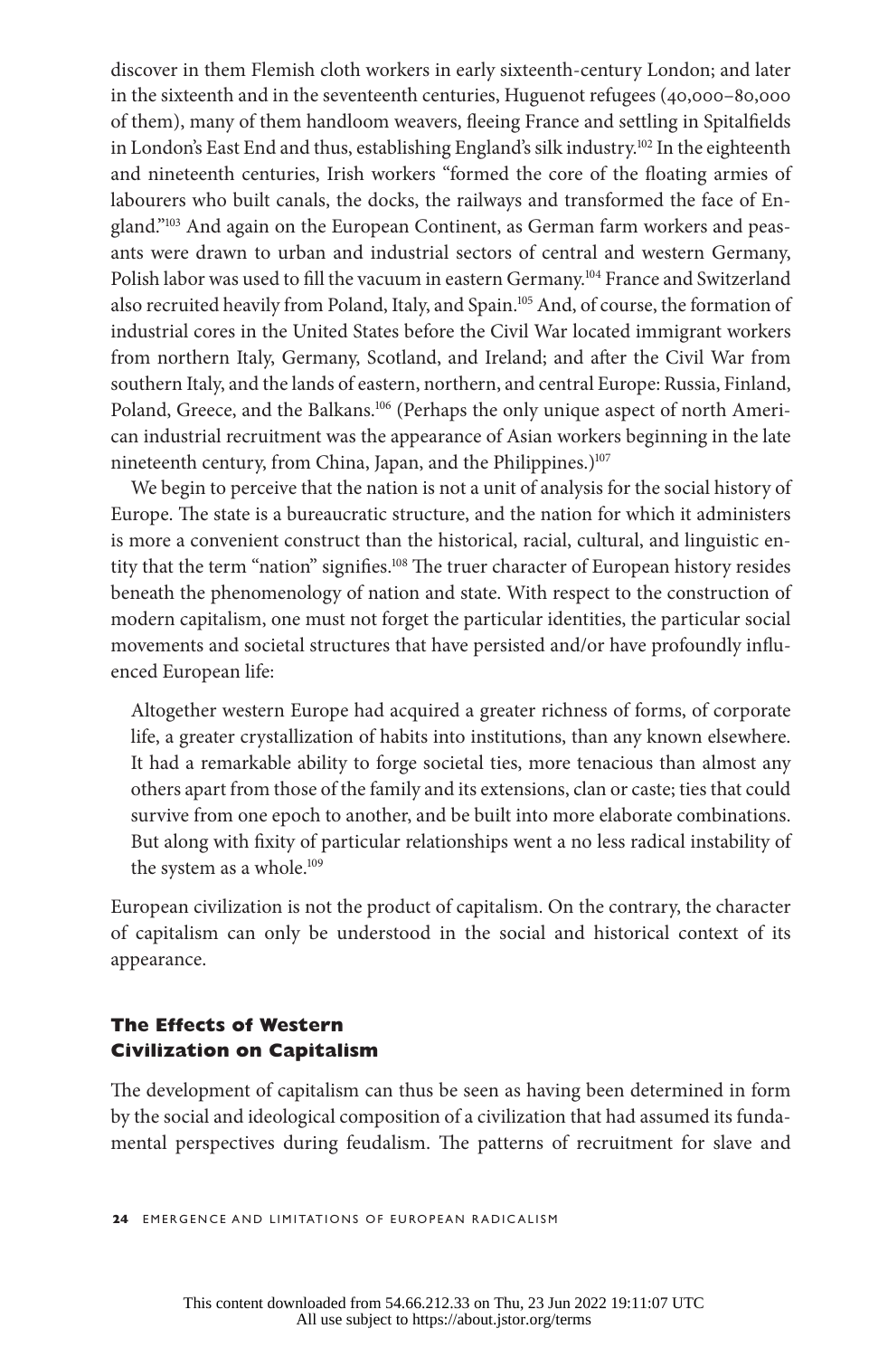discover in them Flemish cloth workers in early sixteenth-century London; and later in the sixteenth and in the seventeenth centuries, Huguenot refugees (40,000–80,000 of them), many of them handloom weavers, fleeing France and settling in Spitalfields in London's East End and thus, establishing England's silk industry.[102] In the eighteenth and nineteenth centuries, Irish workers "formed the core of the floating armies of labourers who built canals, the docks, the railways and transformed the face of England."[103] And again on the European Continent, as German farm workers and peasants were drawn to urban and industrial sectors of central and western Germany, Polish labor was used to fill the vacuum in eastern Germany.[104] France and Switzerland also recruited heavily from Poland, Italy, and Spain.[105] And, of course, the formation of industrial cores in the United States before the Civil War located immigrant workers from northern Italy, Germany, Scotland, and Ireland; and after the Civil War from southern Italy, and the lands of eastern, northern, and central Europe: Russia, Finland, Poland, Greece, and the Balkans.[106] (Perhaps the only unique aspect of north American industrial recruitment was the appearance of Asian workers beginning in the late nineteenth century, from China, Japan, and the Philippines.)[107]

We begin to perceive that the nation is not a unit of analysis for the social history of Europe. The state is a bureaucratic structure, and the nation for which it administers is more a convenient construct than the historical, racial, cultural, and linguistic entity that the term "nation" signifies.[108] The truer character of European history resides beneath the phenomenology of nation and state. With respect to the construction of modern capitalism, one must not forget the particular identities, the particular social movements and societal structures that have persisted and/or have profoundly influenced European life:

> Altogether western Europe had acquired a greater richness of forms, of corporate life, a greater crystallization of habits into institutions, than any known elsewhere. It had a remarkable ability to forge societal ties, more tenacious than almost any others apart from those of the family and its extensions, clan or caste; ties that could survive from one epoch to another, and be built into more elaborate combinations. But along with fixity of particular relationships went a no less radical instability of the system as a whole.[109]

European civilization is not the product of capitalism. On the contrary, the character of capitalism can only be understood in the social and historical context of its appearance.

## The Effects of Western Civilization on Capitalism

The development of capitalism can thus be seen as having been determined in form by the social and ideological composition of a civilization that had assumed its fundamental perspectives during feudalism. The patterns of recruitment for slave and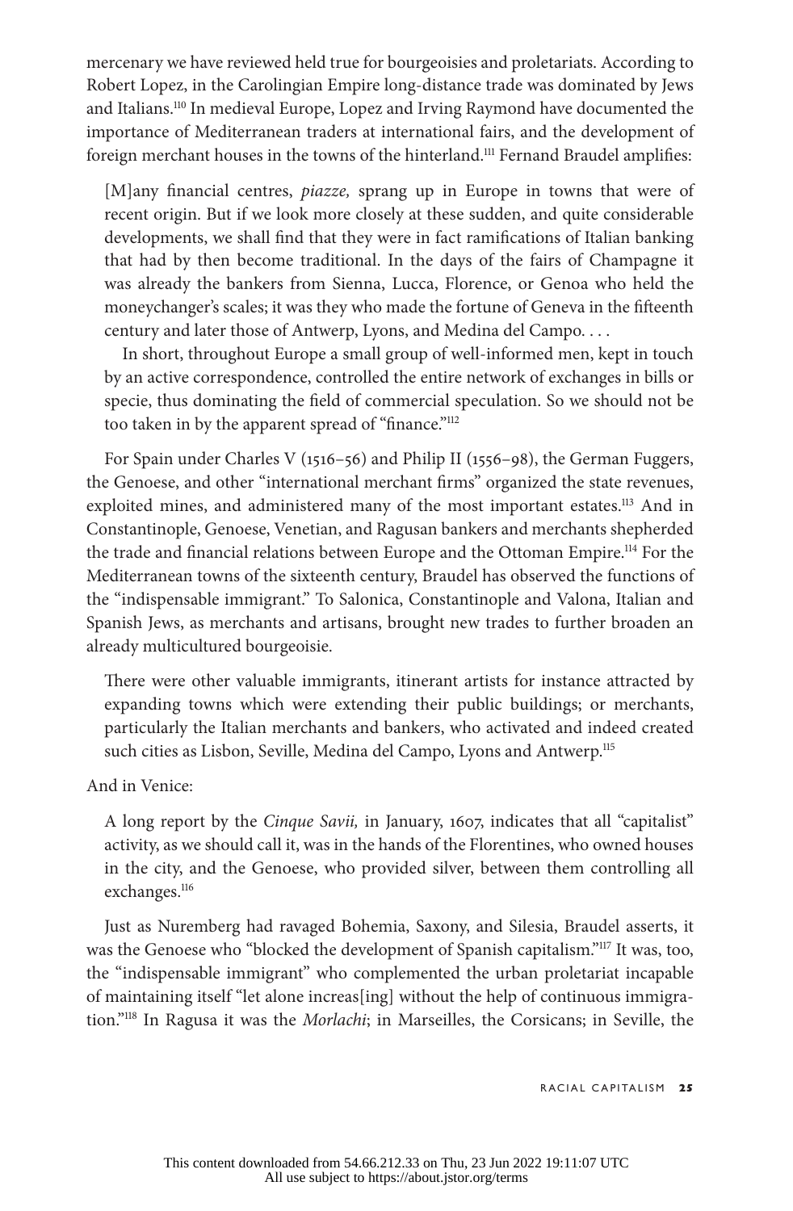mercenary we have reviewed held true for bourgeoisies and proletariats. According to Robert Lopez, in the Carolingian Empire long-distance trade was dominated by Jews and Italians.[110] In medieval Europe, Lopez and Irving Raymond have documented the importance of Mediterranean traders at international fairs, and the development of foreign merchant houses in the towns of the hinterland.[111] Fernand Braudel amplifies:

> [M]any financial centres, *piazze,* sprang up in Europe in towns that were of recent origin. But if we look more closely at these sudden, and quite considerable developments, we shall find that they were in fact ramifications of Italian banking that had by then become traditional. In the days of the fairs of Champagne it was already the bankers from Sienna, Lucca, Florence, or Genoa who held the moneychanger's scales; it was they who made the fortune of Geneva in the fifteenth century and later those of Antwerp, Lyons, and Medina del Campo. . . .
>
> In short, throughout Europe a small group of well-informed men, kept in touch by an active correspondence, controlled the entire network of exchanges in bills or specie, thus dominating the field of commercial speculation. So we should not be too taken in by the apparent spread of "finance."[112]

For Spain under Charles V (1516–56) and Philip II (1556–98), the German Fuggers, the Genoese, and other "international merchant firms" organized the state revenues, exploited mines, and administered many of the most important estates.[113] And in Constantinople, Genoese, Venetian, and Ragusan bankers and merchants shepherded the trade and financial relations between Europe and the Ottoman Empire.[114] For the Mediterranean towns of the sixteenth century, Braudel has observed the functions of the "indispensable immigrant." To Salonica, Constantinople and Valona, Italian and Spanish Jews, as merchants and artisans, brought new trades to further broaden an already multicultured bourgeoisie.

> There were other valuable immigrants, itinerant artists for instance attracted by expanding towns which were extending their public buildings; or merchants, particularly the Italian merchants and bankers, who activated and indeed created such cities as Lisbon, Seville, Medina del Campo, Lyons and Antwerp.[115]

And in Venice:

> A long report by the *Cinque Savii,* in January, 1607, indicates that all "capitalist" activity, as we should call it, was in the hands of the Florentines, who owned houses in the city, and the Genoese, who provided silver, between them controlling all exchanges.[116]

Just as Nuremberg had ravaged Bohemia, Saxony, and Silesia, Braudel asserts, it was the Genoese who "blocked the development of Spanish capitalism."[117] It was, too, the "indispensable immigrant" who complemented the urban proletariat incapable of maintaining itself "let alone increas[ing] without the help of continuous immigration."[118] In Ragusa it was the *Morlachi*; in Marseilles, the Corsicans; in Seville, the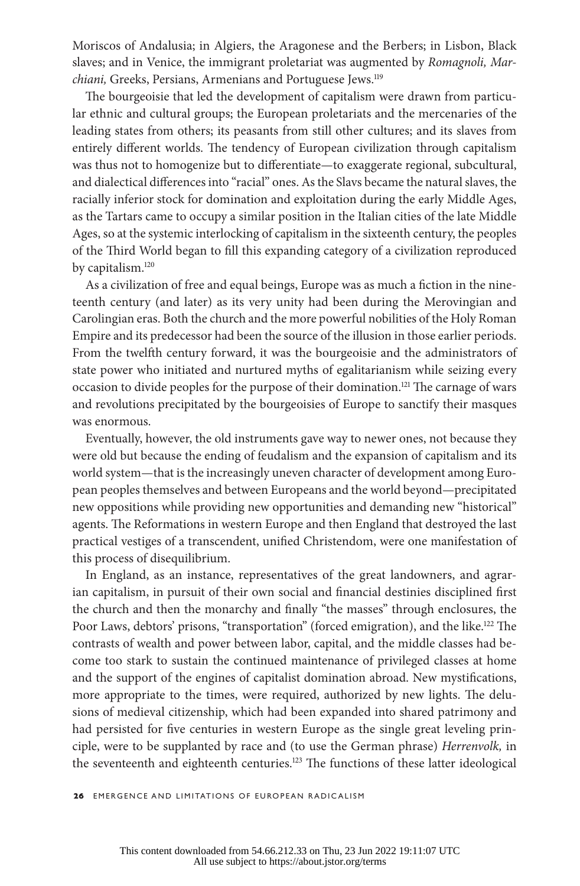Moriscos of Andalusia; in Algiers, the Aragonese and the Berbers; in Lisbon, Black slaves; and in Venice, the immigrant proletariat was augmented by *Romagnoli, Marchiani,* Greeks, Persians, Armenians and Portuguese Jews.[119]

The bourgeoisie that led the development of capitalism were drawn from particular ethnic and cultural groups; the European proletariats and the mercenaries of the leading states from others; its peasants from still other cultures; and its slaves from entirely different worlds. The tendency of European civilization through capitalism was thus not to homogenize but to differentiate—to exaggerate regional, subcultural, and dialectical differences into "racial" ones. As the Slavs became the natural slaves, the racially inferior stock for domination and exploitation during the early Middle Ages, as the Tartars came to occupy a similar position in the Italian cities of the late Middle Ages, so at the systemic interlocking of capitalism in the sixteenth century, the peoples of the Third World began to fill this expanding category of a civilization reproduced by capitalism.[120]

As a civilization of free and equal beings, Europe was as much a fiction in the nineteenth century (and later) as its very unity had been during the Merovingian and Carolingian eras. Both the church and the more powerful nobilities of the Holy Roman Empire and its predecessor had been the source of the illusion in those earlier periods. From the twelfth century forward, it was the bourgeoisie and the administrators of state power who initiated and nurtured myths of egalitarianism while seizing every occasion to divide peoples for the purpose of their domination.[121] The carnage of wars and revolutions precipitated by the bourgeoisies of Europe to sanctify their masques was enormous.

Eventually, however, the old instruments gave way to newer ones, not because they were old but because the ending of feudalism and the expansion of capitalism and its world system—that is the increasingly uneven character of development among European peoples themselves and between Europeans and the world beyond—precipitated new oppositions while providing new opportunities and demanding new "historical" agents. The Reformations in western Europe and then England that destroyed the last practical vestiges of a transcendent, unified Christendom, were one manifestation of this process of disequilibrium.

In England, as an instance, representatives of the great landowners, and agrarian capitalism, in pursuit of their own social and financial destinies disciplined first the church and then the monarchy and finally "the masses" through enclosures, the Poor Laws, debtors' prisons, "transportation" (forced emigration), and the like.[122] The contrasts of wealth and power between labor, capital, and the middle classes had become too stark to sustain the continued maintenance of privileged classes at home and the support of the engines of capitalist domination abroad. New mystifications, more appropriate to the times, were required, authorized by new lights. The delusions of medieval citizenship, which had been expanded into shared patrimony and had persisted for five centuries in western Europe as the single great leveling principle, were to be supplanted by race and (to use the German phrase) *Herrenvolk,* in the seventeenth and eighteenth centuries.[123] The functions of these latter ideological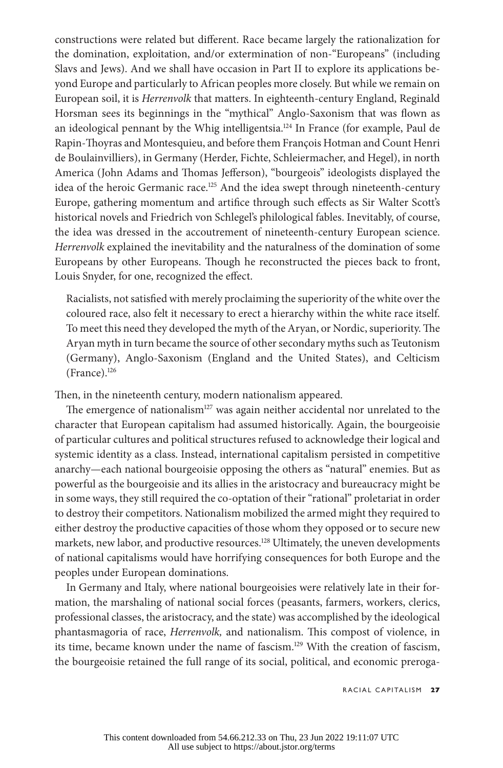constructions were related but different. Race became largely the rationalization for the domination, exploitation, and/or extermination of non-"Europeans" (including Slavs and Jews). And we shall have occasion in Part II to explore its applications beyond Europe and particularly to African peoples more closely. But while we remain on European soil, it is *Herrenvolk* that matters. In eighteenth-century England, Reginald Horsman sees its beginnings in the "mythical" Anglo-Saxonism that was flown as an ideological pennant by the Whig intelligentsia.[124] In France (for example, Paul de Rapin-Thoyras and Montesquieu, and before them François Hotman and Count Henri de Boulainvilliers), in Germany (Herder, Fichte, Schleiermacher, and Hegel), in north America (John Adams and Thomas Jefferson), "bourgeois" ideologists displayed the idea of the heroic Germanic race.[125] And the idea swept through nineteenth-century Europe, gathering momentum and artifice through such effects as Sir Walter Scott's historical novels and Friedrich von Schlegel's philological fables. Inevitably, of course, the idea was dressed in the accoutrement of nineteenth-century European science. *Herrenvolk* explained the inevitability and the naturalness of the domination of some Europeans by other Europeans. Though he reconstructed the pieces back to front, Louis Snyder, for one, recognized the effect.

> Racialists, not satisfied with merely proclaiming the superiority of the white over the coloured race, also felt it necessary to erect a hierarchy within the white race itself. To meet this need they developed the myth of the Aryan, or Nordic, superiority. The Aryan myth in turn became the source of other secondary myths such as Teutonism (Germany), Anglo-Saxonism (England and the United States), and Celticism (France).[126]

Then, in the nineteenth century, modern nationalism appeared.

The emergence of nationalism[127] was again neither accidental nor unrelated to the character that European capitalism had assumed historically. Again, the bourgeoisie of particular cultures and political structures refused to acknowledge their logical and systemic identity as a class. Instead, international capitalism persisted in competitive anarchy—each national bourgeoisie opposing the others as "natural" enemies. But as powerful as the bourgeoisie and its allies in the aristocracy and bureaucracy might be in some ways, they still required the co-optation of their "rational" proletariat in order to destroy their competitors. Nationalism mobilized the armed might they required to either destroy the productive capacities of those whom they opposed or to secure new markets, new labor, and productive resources.[128] Ultimately, the uneven developments of national capitalisms would have horrifying consequences for both Europe and the peoples under European dominations.

In Germany and Italy, where national bourgeoisies were relatively late in their formation, the marshaling of national social forces (peasants, farmers, workers, clerics, professional classes, the aristocracy, and the state) was accomplished by the ideological phantasmagoria of race, *Herrenvolk,* and nationalism. This compost of violence, in its time, became known under the name of fascism.[129] With the creation of fascism, the bourgeoisie retained the full range of its social, political, and economic preroga-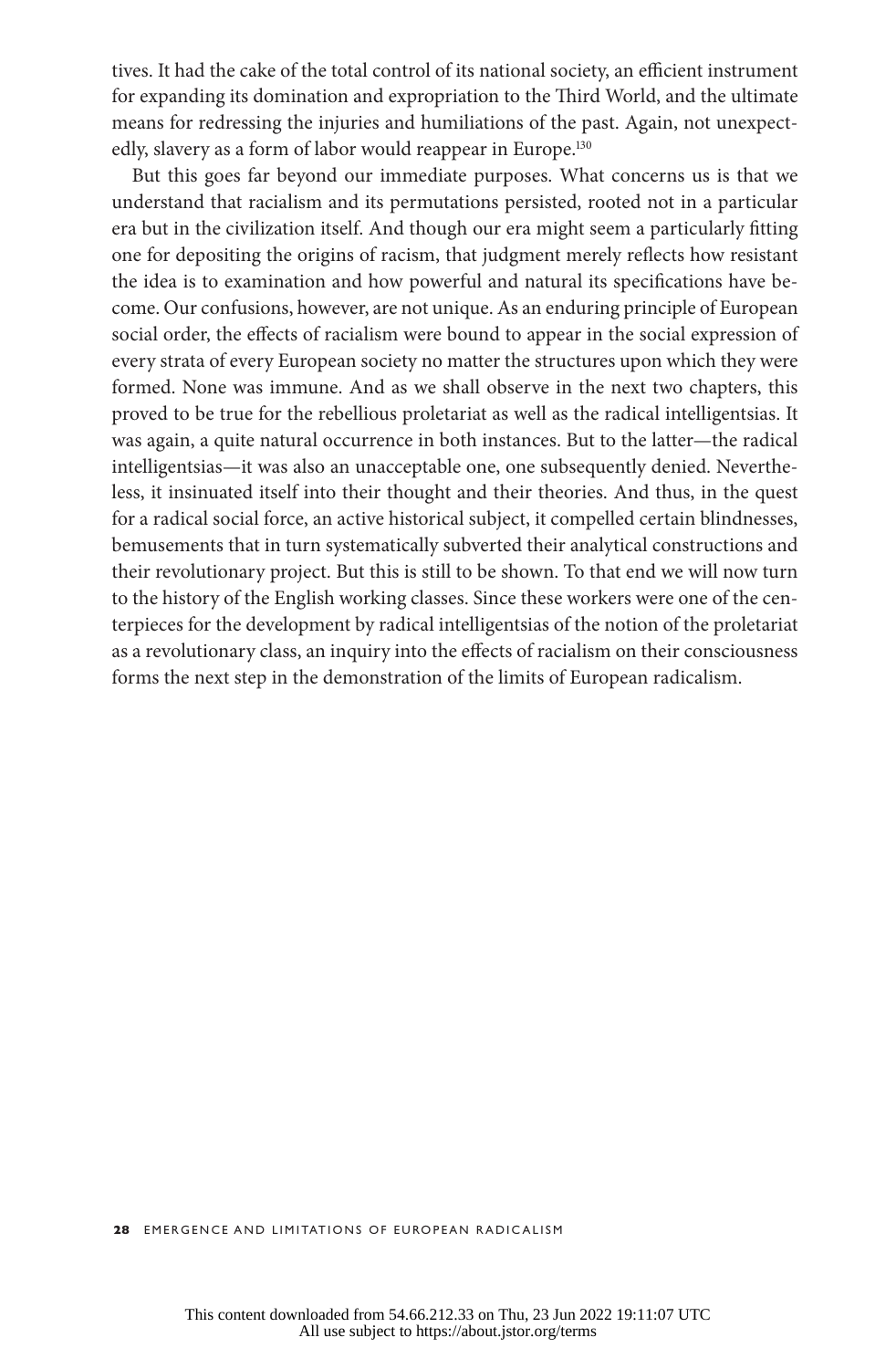tives. It had the cake of the total control of its national society, an efficient instrument for expanding its domination and expropriation to the Third World, and the ultimate means for redressing the injuries and humiliations of the past. Again, not unexpectedly, slavery as a form of labor would reappear in Europe.[130]

But this goes far beyond our immediate purposes. What concerns us is that we understand that racialism and its permutations persisted, rooted not in a particular era but in the civilization itself. And though our era might seem a particularly fitting one for depositing the origins of racism, that judgment merely reflects how resistant the idea is to examination and how powerful and natural its specifications have become. Our confusions, however, are not unique. As an enduring principle of European social order, the effects of racialism were bound to appear in the social expression of every strata of every European society no matter the structures upon which they were formed. None was immune. And as we shall observe in the next two chapters, this proved to be true for the rebellious proletariat as well as the radical intelligentsias. It was again, a quite natural occurrence in both instances. But to the latter—the radical intelligentsias—it was also an unacceptable one, one subsequently denied. Nevertheless, it insinuated itself into their thought and their theories. And thus, in the quest for a radical social force, an active historical subject, it compelled certain blindnesses, bemusements that in turn systematically subverted their analytical constructions and their revolutionary project. But this is still to be shown. To that end we will now turn to the history of the English working classes. Since these workers were one of the centerpieces for the development by radical intelligentsias of the notion of the proletariat as a revolutionary class, an inquiry into the effects of racialism on their consciousness forms the next step in the demonstration of the limits of European radicalism.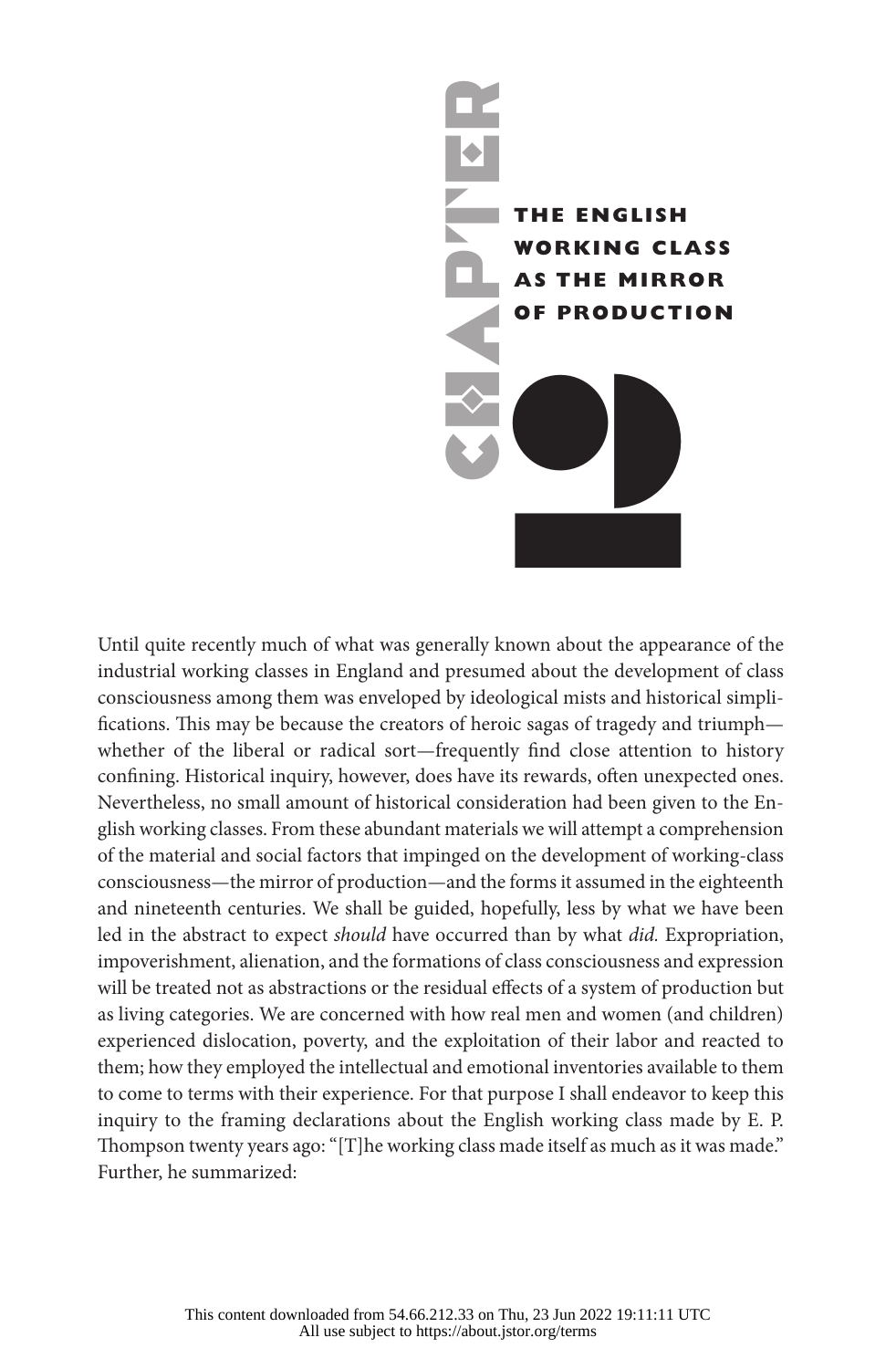# CHAPTER 10

## THE ENGLISH WORKING CLASS AS THE MIRROR OF PRODUCTION

Until quite recently much of what was generally known about the appearance of the industrial working classes in England and presumed about the development of class consciousness among them was enveloped by ideological mists and historical simplifications. This may be because the creators of heroic sagas of tragedy and triumph—whether of the liberal or radical sort—frequently find close attention to history confining. Historical inquiry, however, does have its rewards, often unexpected ones. Nevertheless, no small amount of historical consideration had been given to the English working classes. From these abundant materials we will attempt a comprehension of the material and social factors that impinged on the development of working-class consciousness—the mirror of production—and the forms it assumed in the eighteenth and nineteenth centuries. We shall be guided, hopefully, less by what we have been led in the abstract to expect *should* have occurred than by what *did.* Expropriation, impoverishment, alienation, and the formations of class consciousness and expression will be treated not as abstractions or the residual effects of a system of production but as living categories. We are concerned with how real men and women (and children) experienced dislocation, poverty, and the exploitation of their labor and reacted to them; how they employed the intellectual and emotional inventories available to them to come to terms with their experience. For that purpose I shall endeavor to keep this inquiry to the framing declarations about the English working class made by E. P. Thompson twenty years ago: "[T]he working class made itself as much as it was made." Further, he summarized: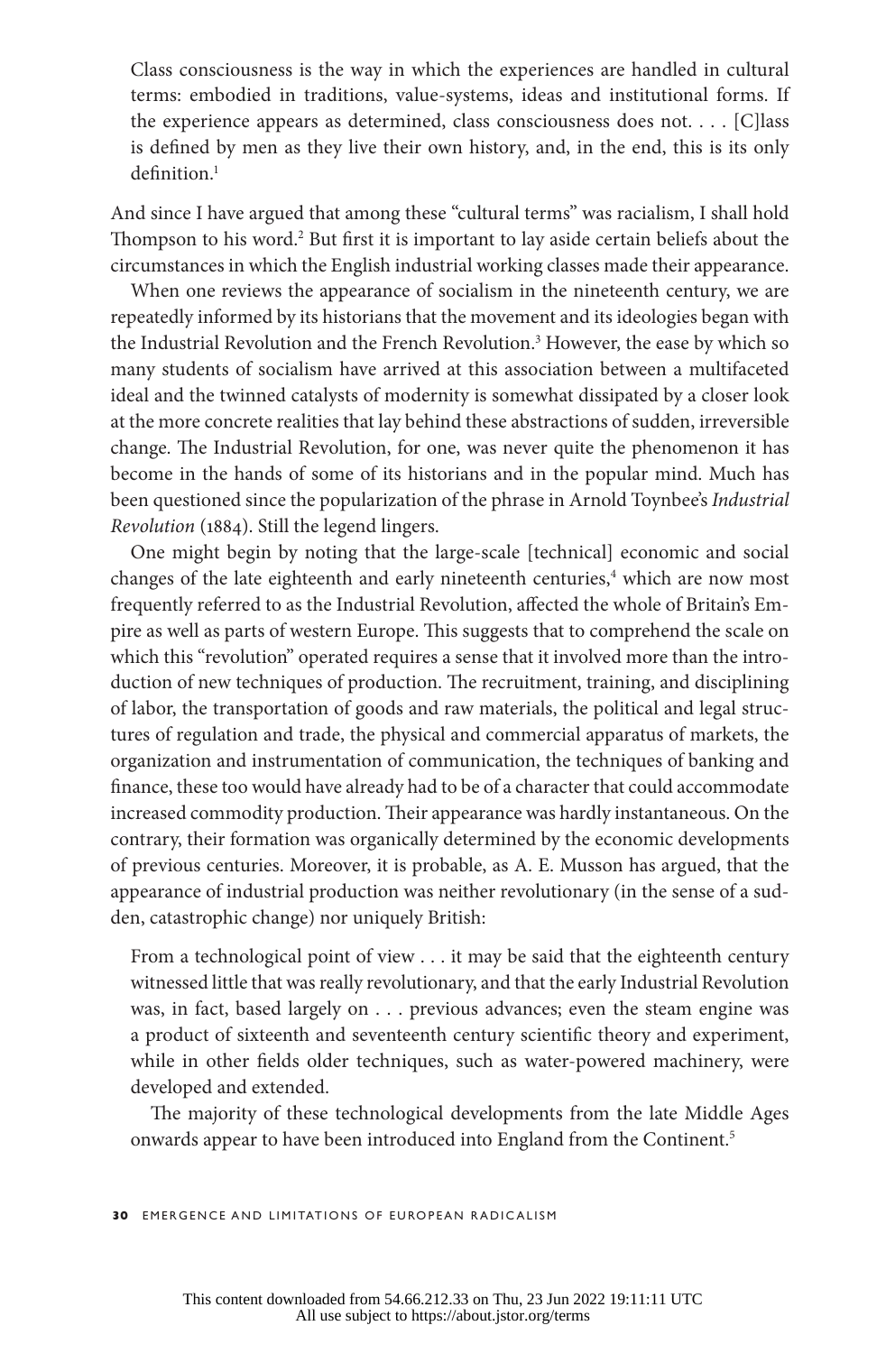> Class consciousness is the way in which the experiences are handled in cultural terms: embodied in traditions, value-systems, ideas and institutional forms. If the experience appears as determined, class consciousness does not. . . . [C]lass is defined by men as they live their own history, and, in the end, this is its only definition.[1]

And since I have argued that among these "cultural terms" was racialism, I shall hold Thompson to his word.[2] But first it is important to lay aside certain beliefs about the circumstances in which the English industrial working classes made their appearance.

When one reviews the appearance of socialism in the nineteenth century, we are repeatedly informed by its historians that the movement and its ideologies began with the Industrial Revolution and the French Revolution.[3] However, the ease by which so many students of socialism have arrived at this association between a multifaceted ideal and the twinned catalysts of modernity is somewhat dissipated by a closer look at the more concrete realities that lay behind these abstractions of sudden, irreversible change. The Industrial Revolution, for one, was never quite the phenomenon it has become in the hands of some of its historians and in the popular mind. Much has been questioned since the popularization of the phrase in Arnold Toynbee's *Industrial Revolution* (1884). Still the legend lingers.

One might begin by noting that the large-scale [technical] economic and social changes of the late eighteenth and early nineteenth centuries,[4] which are now most frequently referred to as the Industrial Revolution, affected the whole of Britain's Empire as well as parts of western Europe. This suggests that to comprehend the scale on which this "revolution" operated requires a sense that it involved more than the introduction of new techniques of production. The recruitment, training, and disciplining of labor, the transportation of goods and raw materials, the political and legal structures of regulation and trade, the physical and commercial apparatus of markets, the organization and instrumentation of communication, the techniques of banking and finance, these too would have already had to be of a character that could accommodate increased commodity production. Their appearance was hardly instantaneous. On the contrary, their formation was organically determined by the economic developments of previous centuries. Moreover, it is probable, as A. E. Musson has argued, that the appearance of industrial production was neither revolutionary (in the sense of a sudden, catastrophic change) nor uniquely British:

> From a technological point of view . . . it may be said that the eighteenth century witnessed little that was really revolutionary, and that the early Industrial Revolution was, in fact, based largely on . . . previous advances; even the steam engine was a product of sixteenth and seventeenth century scientific theory and experiment, while in other fields older techniques, such as water-powered machinery, were developed and extended.
>
> The majority of these technological developments from the late Middle Ages onwards appear to have been introduced into England from the Continent.[5]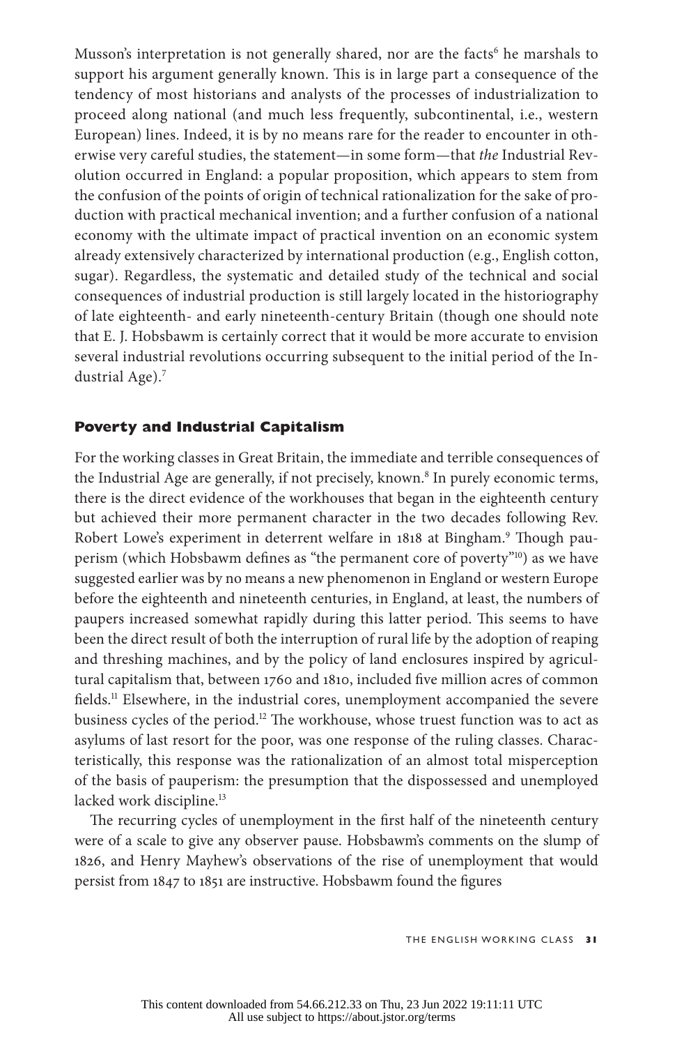Musson's interpretation is not generally shared, nor are the facts[6] he marshals to support his argument generally known. This is in large part a consequence of the tendency of most historians and analysts of the processes of industrialization to proceed along national (and much less frequently, subcontinental, i.e., western European) lines. Indeed, it is by no means rare for the reader to encounter in otherwise very careful studies, the statement—in some form—that *the* Industrial Revolution occurred in England: a popular proposition, which appears to stem from the confusion of the points of origin of technical rationalization for the sake of production with practical mechanical invention; and a further confusion of a national economy with the ultimate impact of practical invention on an economic system already extensively characterized by international production (e.g., English cotton, sugar). Regardless, the systematic and detailed study of the technical and social consequences of industrial production is still largely located in the historiography of late eighteenth- and early nineteenth-century Britain (though one should note that E. J. Hobsbawm is certainly correct that it would be more accurate to envision several industrial revolutions occurring subsequent to the initial period of the Industrial Age).[7]

## Poverty and Industrial Capitalism

For the working classes in Great Britain, the immediate and terrible consequences of the Industrial Age are generally, if not precisely, known.[8] In purely economic terms, there is the direct evidence of the workhouses that began in the eighteenth century but achieved their more permanent character in the two decades following Rev. Robert Lowe's experiment in deterrent welfare in 1818 at Bingham.[9] Though pauperism (which Hobsbawm defines as "the permanent core of poverty"[10]) as we have suggested earlier was by no means a new phenomenon in England or western Europe before the eighteenth and nineteenth centuries, in England, at least, the numbers of paupers increased somewhat rapidly during this latter period. This seems to have been the direct result of both the interruption of rural life by the adoption of reaping and threshing machines, and by the policy of land enclosures inspired by agricultural capitalism that, between 1760 and 1810, included five million acres of common fields.[11] Elsewhere, in the industrial cores, unemployment accompanied the severe business cycles of the period.[12] The workhouse, whose truest function was to act as asylums of last resort for the poor, was one response of the ruling classes. Characteristically, this response was the rationalization of an almost total misperception of the basis of pauperism: the presumption that the dispossessed and unemployed lacked work discipline.[13]

The recurring cycles of unemployment in the first half of the nineteenth century were of a scale to give any observer pause. Hobsbawm's comments on the slump of 1826, and Henry Mayhew's observations of the rise of unemployment that would persist from 1847 to 1851 are instructive. Hobsbawm found the figures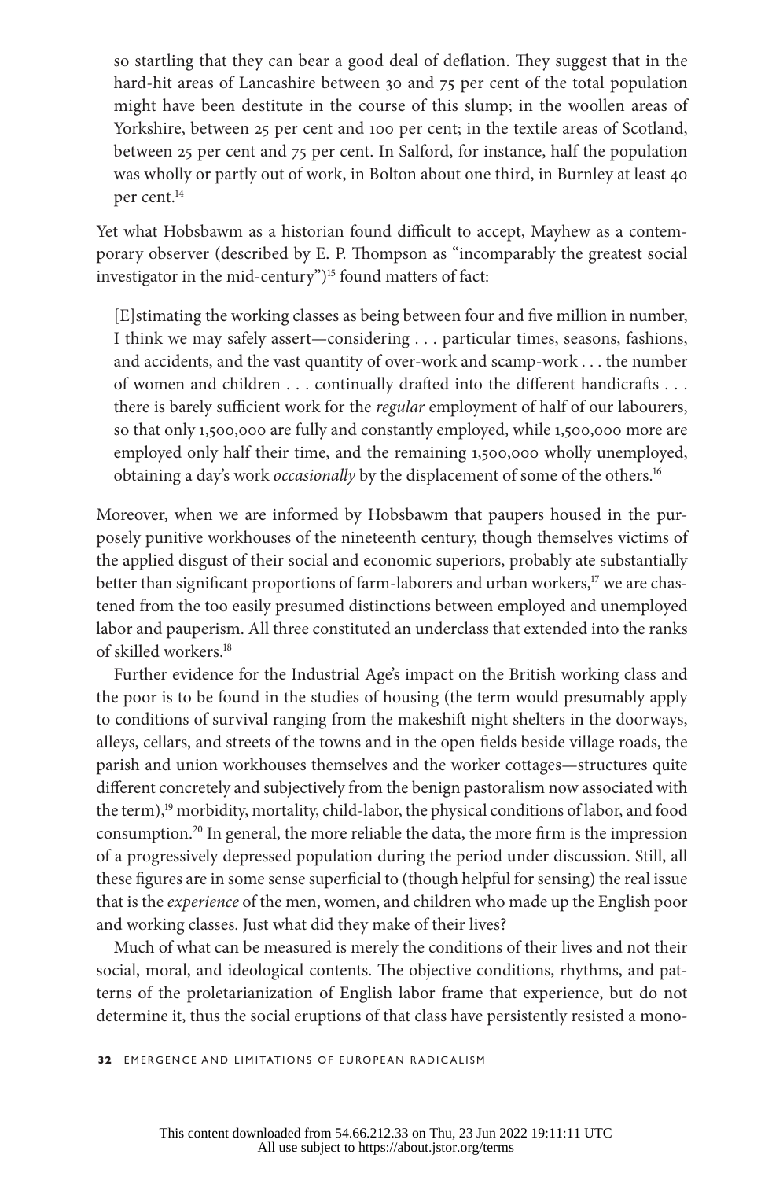> so startling that they can bear a good deal of deflation. They suggest that in the hard-hit areas of Lancashire between 30 and 75 per cent of the total population might have been destitute in the course of this slump; in the woollen areas of Yorkshire, between 25 per cent and 100 per cent; in the textile areas of Scotland, between 25 per cent and 75 per cent. In Salford, for instance, half the population was wholly or partly out of work, in Bolton about one third, in Burnley at least 40 per cent.[14]

Yet what Hobsbawm as a historian found difficult to accept, Mayhew as a contemporary observer (described by E. P. Thompson as "incomparably the greatest social investigator in the mid-century")[15] found matters of fact:

> [E]stimating the working classes as being between four and five million in number, I think we may safely assert—considering . . . particular times, seasons, fashions, and accidents, and the vast quantity of over-work and scamp-work . . . the number of women and children . . . continually drafted into the different handicrafts . . . there is barely sufficient work for the *regular* employment of half of our labourers, so that only 1,500,000 are fully and constantly employed, while 1,500,000 more are employed only half their time, and the remaining 1,500,000 wholly unemployed, obtaining a day's work *occasionally* by the displacement of some of the others.[16]

Moreover, when we are informed by Hobsbawm that paupers housed in the purposely punitive workhouses of the nineteenth century, though themselves victims of the applied disgust of their social and economic superiors, probably ate substantially better than significant proportions of farm-laborers and urban workers,[17] we are chastened from the too easily presumed distinctions between employed and unemployed labor and pauperism. All three constituted an underclass that extended into the ranks of skilled workers.[18]

Further evidence for the Industrial Age's impact on the British working class and the poor is to be found in the studies of housing (the term would presumably apply to conditions of survival ranging from the makeshift night shelters in the doorways, alleys, cellars, and streets of the towns and in the open fields beside village roads, the parish and union workhouses themselves and the worker cottages—structures quite different concretely and subjectively from the benign pastoralism now associated with the term),[19] morbidity, mortality, child-labor, the physical conditions of labor, and food consumption.[20] In general, the more reliable the data, the more firm is the impression of a progressively depressed population during the period under discussion. Still, all these figures are in some sense superficial to (though helpful for sensing) the real issue that is the *experience* of the men, women, and children who made up the English poor and working classes. Just what did they make of their lives?

Much of what can be measured is merely the conditions of their lives and not their social, moral, and ideological contents. The objective conditions, rhythms, and patterns of the proletarianization of English labor frame that experience, but do not determine it, thus the social eruptions of that class have persistently resisted a mono-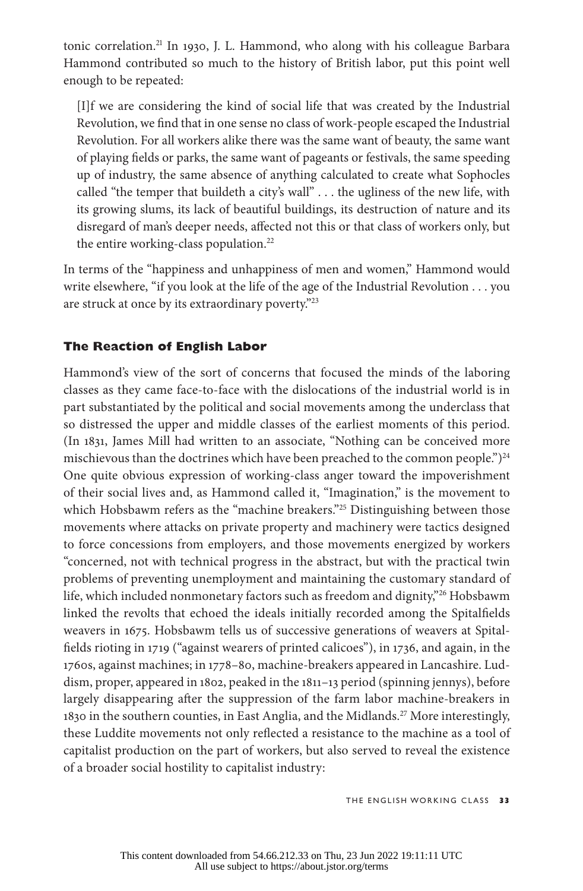tonic correlation.[21] In 1930, J. L. Hammond, who along with his colleague Barbara Hammond contributed so much to the history of British labor, put this point well enough to be repeated:

> [I]f we are considering the kind of social life that was created by the Industrial Revolution, we find that in one sense no class of work-people escaped the Industrial Revolution. For all workers alike there was the same want of beauty, the same want of playing fields or parks, the same want of pageants or festivals, the same speeding up of industry, the same absence of anything calculated to create what Sophocles called "the temper that buildeth a city's wall" . . . the ugliness of the new life, with its growing slums, its lack of beautiful buildings, its destruction of nature and its disregard of man's deeper needs, affected not this or that class of workers only, but the entire working-class population.[22]

In terms of the "happiness and unhappiness of men and women," Hammond would write elsewhere, "if you look at the life of the age of the Industrial Revolution . . . you are struck at once by its extraordinary poverty."[23]

### The Reaction of English Labor

Hammond's view of the sort of concerns that focused the minds of the laboring classes as they came face-to-face with the dislocations of the industrial world is in part substantiated by the political and social movements among the underclass that so distressed the upper and middle classes of the earliest moments of this period. (In 1831, James Mill had written to an associate, "Nothing can be conceived more mischievous than the doctrines which have been preached to the common people.")[24] One quite obvious expression of working-class anger toward the impoverishment of their social lives and, as Hammond called it, "Imagination," is the movement to which Hobsbawm refers as the "machine breakers."[25] Distinguishing between those movements where attacks on private property and machinery were tactics designed to force concessions from employers, and those movements energized by workers "concerned, not with technical progress in the abstract, but with the practical twin problems of preventing unemployment and maintaining the customary standard of life, which included nonmonetary factors such as freedom and dignity,"[26] Hobsbawm linked the revolts that echoed the ideals initially recorded among the Spitalfields weavers in 1675. Hobsbawm tells us of successive generations of weavers at Spitalfields rioting in 1719 ("against wearers of printed calicoes"), in 1736, and again, in the 1760s, against machines; in 1778–80, machine-breakers appeared in Lancashire. Luddism, proper, appeared in 1802, peaked in the 1811–13 period (spinning jennys), before largely disappearing after the suppression of the farm labor machine-breakers in 1830 in the southern counties, in East Anglia, and the Midlands.[27] More interestingly, these Luddite movements not only reflected a resistance to the machine as a tool of capitalist production on the part of workers, but also served to reveal the existence of a broader social hostility to capitalist industry: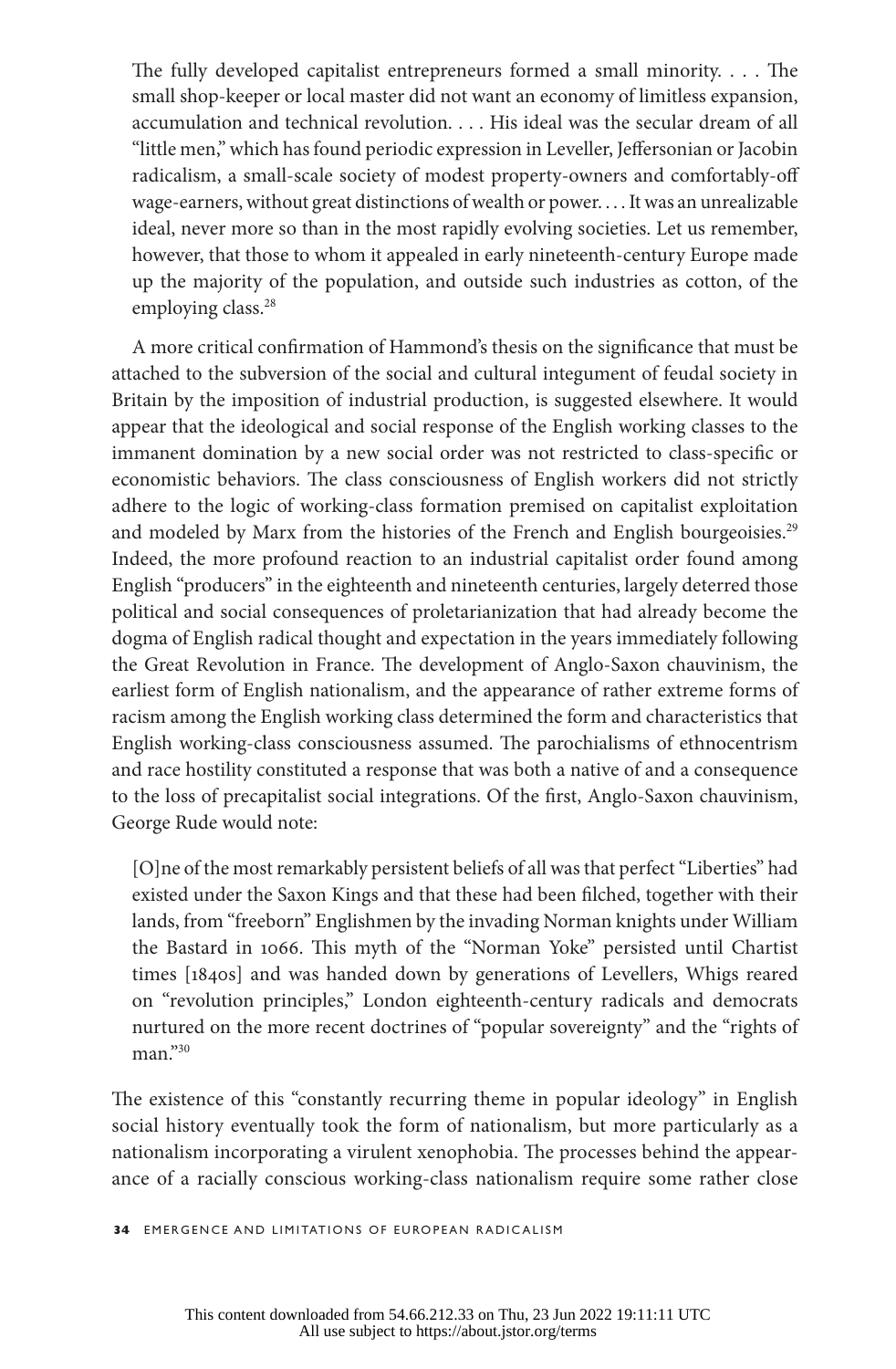> The fully developed capitalist entrepreneurs formed a small minority. . . . The small shop-keeper or local master did not want an economy of limitless expansion, accumulation and technical revolution. . . . His ideal was the secular dream of all "little men," which has found periodic expression in Leveller, Jeffersonian or Jacobin radicalism, a small-scale society of modest property-owners and comfortably-off wage-earners, without great distinctions of wealth or power. . . . It was an unrealizable ideal, never more so than in the most rapidly evolving societies. Let us remember, however, that those to whom it appealed in early nineteenth-century Europe made up the majority of the population, and outside such industries as cotton, of the employing class.[28]

A more critical confirmation of Hammond's thesis on the significance that must be attached to the subversion of the social and cultural integument of feudal society in Britain by the imposition of industrial production, is suggested elsewhere. It would appear that the ideological and social response of the English working classes to the immanent domination by a new social order was not restricted to class-specific or economistic behaviors. The class consciousness of English workers did not strictly adhere to the logic of working-class formation premised on capitalist exploitation and modeled by Marx from the histories of the French and English bourgeoisies.[29] Indeed, the more profound reaction to an industrial capitalist order found among English "producers" in the eighteenth and nineteenth centuries, largely deterred those political and social consequences of proletarianization that had already become the dogma of English radical thought and expectation in the years immediately following the Great Revolution in France. The development of Anglo-Saxon chauvinism, the earliest form of English nationalism, and the appearance of rather extreme forms of racism among the English working class determined the form and characteristics that English working-class consciousness assumed. The parochialisms of ethnocentrism and race hostility constituted a response that was both a native of and a consequence to the loss of precapitalist social integrations. Of the first, Anglo-Saxon chauvinism, George Rude would note:

> [O]ne of the most remarkably persistent beliefs of all was that perfect "Liberties" had existed under the Saxon Kings and that these had been filched, together with their lands, from "freeborn" Englishmen by the invading Norman knights under William the Bastard in 1066. This myth of the "Norman Yoke" persisted until Chartist times [1840s] and was handed down by generations of Levellers, Whigs reared on "revolution principles," London eighteenth-century radicals and democrats nurtured on the more recent doctrines of "popular sovereignty" and the "rights of man."[30]

The existence of this "constantly recurring theme in popular ideology" in English social history eventually took the form of nationalism, but more particularly as a nationalism incorporating a virulent xenophobia. The processes behind the appearance of a racially conscious working-class nationalism require some rather close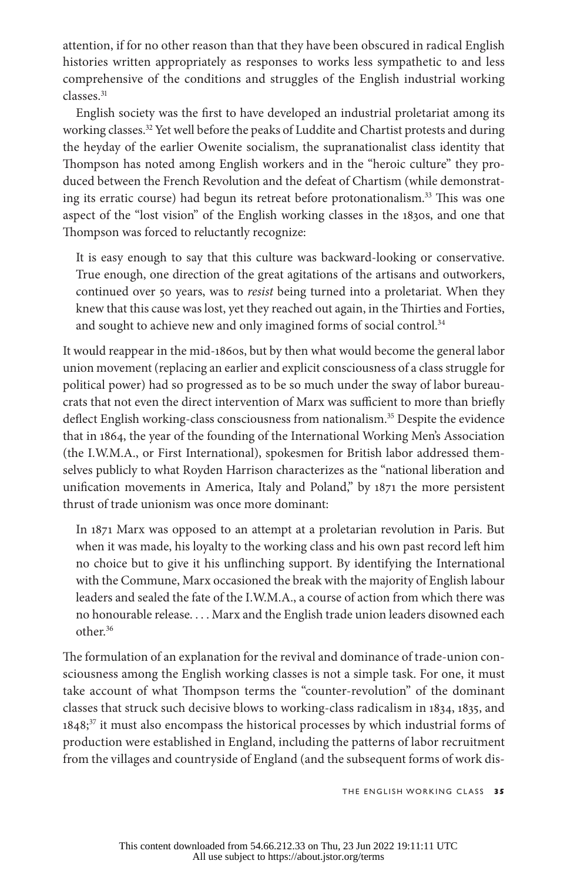attention, if for no other reason than that they have been obscured in radical English histories written appropriately as responses to works less sympathetic to and less comprehensive of the conditions and struggles of the English industrial working classes.[31]

English society was the first to have developed an industrial proletariat among its working classes.[32] Yet well before the peaks of Luddite and Chartist protests and during the heyday of the earlier Owenite socialism, the supranationalist class identity that Thompson has noted among English workers and in the "heroic culture" they produced between the French Revolution and the defeat of Chartism (while demonstrating its erratic course) had begun its retreat before protonationalism.[33] This was one aspect of the "lost vision" of the English working classes in the 1830s, and one that Thompson was forced to reluctantly recognize:

> It is easy enough to say that this culture was backward-looking or conservative. True enough, one direction of the great agitations of the artisans and outworkers, continued over 50 years, was to *resist* being turned into a proletariat. When they knew that this cause was lost, yet they reached out again, in the Thirties and Forties, and sought to achieve new and only imagined forms of social control.[34]

It would reappear in the mid-1860s, but by then what would become the general labor union movement (replacing an earlier and explicit consciousness of a class struggle for political power) had so progressed as to be so much under the sway of labor bureaucrats that not even the direct intervention of Marx was sufficient to more than briefly deflect English working-class consciousness from nationalism.[35] Despite the evidence that in 1864, the year of the founding of the International Working Men's Association (the I.W.M.A., or First International), spokesmen for British labor addressed themselves publicly to what Royden Harrison characterizes as the "national liberation and unification movements in America, Italy and Poland," by 1871 the more persistent thrust of trade unionism was once more dominant:

> In 1871 Marx was opposed to an attempt at a proletarian revolution in Paris. But when it was made, his loyalty to the working class and his own past record left him no choice but to give it his unflinching support. By identifying the International with the Commune, Marx occasioned the break with the majority of English labour leaders and sealed the fate of the I.W.M.A., a course of action from which there was no honourable release. . . . Marx and the English trade union leaders disowned each other.[36]

The formulation of an explanation for the revival and dominance of trade-union consciousness among the English working classes is not a simple task. For one, it must take account of what Thompson terms the "counter-revolution" of the dominant classes that struck such decisive blows to working-class radicalism in 1834, 1835, and 1848;[37] it must also encompass the historical processes by which industrial forms of production were established in England, including the patterns of labor recruitment from the villages and countryside of England (and the subsequent forms of work dis-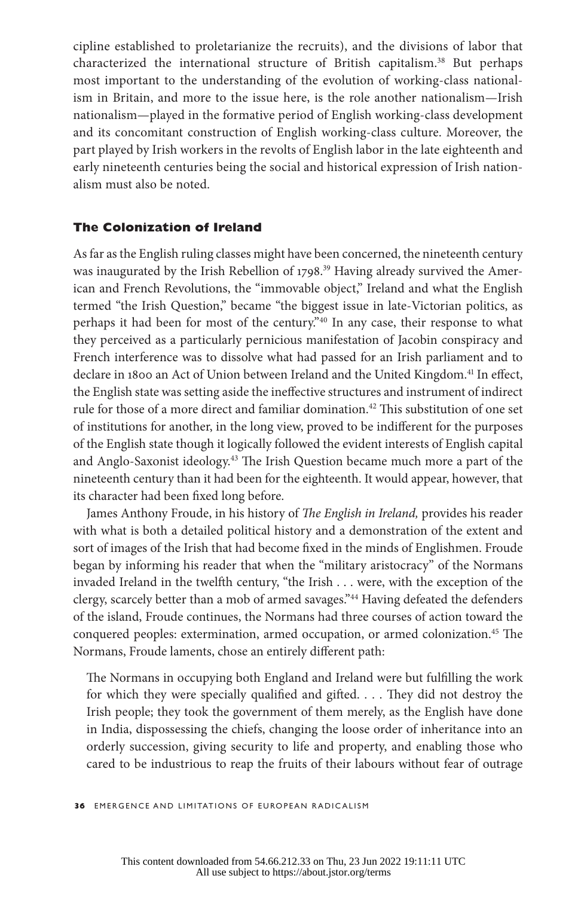cipline established to proletarianize the recruits), and the divisions of labor that characterized the international structure of British capitalism.[38] But perhaps most important to the understanding of the evolution of working-class nationalism in Britain, and more to the issue here, is the role another nationalism—Irish nationalism—played in the formative period of English working-class development and its concomitant construction of English working-class culture. Moreover, the part played by Irish workers in the revolts of English labor in the late eighteenth and early nineteenth centuries being the social and historical expression of Irish nationalism must also be noted.

### The Colonization of Ireland

As far as the English ruling classes might have been concerned, the nineteenth century was inaugurated by the Irish Rebellion of 1798.[39] Having already survived the American and French Revolutions, the "immovable object," Ireland and what the English termed "the Irish Question," became "the biggest issue in late-Victorian politics, as perhaps it had been for most of the century."[40] In any case, their response to what they perceived as a particularly pernicious manifestation of Jacobin conspiracy and French interference was to dissolve what had passed for an Irish parliament and to declare in 1800 an Act of Union between Ireland and the United Kingdom.[41] In effect, the English state was setting aside the ineffective structures and instrument of indirect rule for those of a more direct and familiar domination.[42] This substitution of one set of institutions for another, in the long view, proved to be indifferent for the purposes of the English state though it logically followed the evident interests of English capital and Anglo-Saxonist ideology.[43] The Irish Question became much more a part of the nineteenth century than it had been for the eighteenth. It would appear, however, that its character had been fixed long before.

James Anthony Froude, in his history of *The English in Ireland,* provides his reader with what is both a detailed political history and a demonstration of the extent and sort of images of the Irish that had become fixed in the minds of Englishmen. Froude began by informing his reader that when the "military aristocracy" of the Normans invaded Ireland in the twelfth century, "the Irish . . . were, with the exception of the clergy, scarcely better than a mob of armed savages."[44] Having defeated the defenders of the island, Froude continues, the Normans had three courses of action toward the conquered peoples: extermination, armed occupation, or armed colonization.[45] The Normans, Froude laments, chose an entirely different path:

> The Normans in occupying both England and Ireland were but fulfilling the work for which they were specially qualified and gifted. . . . They did not destroy the Irish people; they took the government of them merely, as the English have done in India, dispossessing the chiefs, changing the loose order of inheritance into an orderly succession, giving security to life and property, and enabling those who cared to be industrious to reap the fruits of their labours without fear of outrage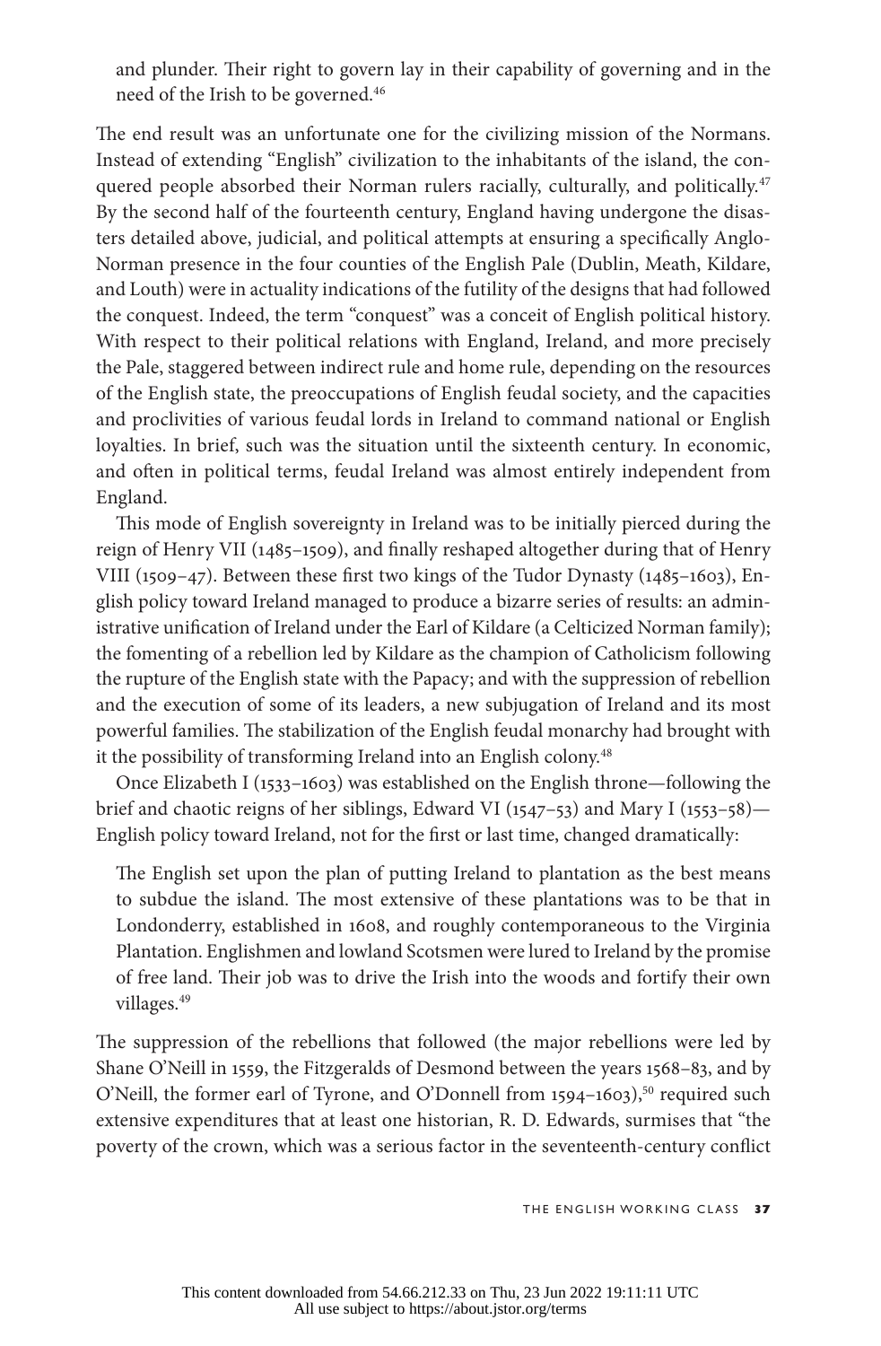and plunder. Their right to govern lay in their capability of governing and in the need of the Irish to be governed.[46]

The end result was an unfortunate one for the civilizing mission of the Normans. Instead of extending "English" civilization to the inhabitants of the island, the conquered people absorbed their Norman rulers racially, culturally, and politically.[47] By the second half of the fourteenth century, England having undergone the disasters detailed above, judicial, and political attempts at ensuring a specifically Anglo-Norman presence in the four counties of the English Pale (Dublin, Meath, Kildare, and Louth) were in actuality indications of the futility of the designs that had followed the conquest. Indeed, the term "conquest" was a conceit of English political history. With respect to their political relations with England, Ireland, and more precisely the Pale, staggered between indirect rule and home rule, depending on the resources of the English state, the preoccupations of English feudal society, and the capacities and proclivities of various feudal lords in Ireland to command national or English loyalties. In brief, such was the situation until the sixteenth century. In economic, and often in political terms, feudal Ireland was almost entirely independent from England.

This mode of English sovereignty in Ireland was to be initially pierced during the reign of Henry VII (1485–1509), and finally reshaped altogether during that of Henry VIII (1509–47). Between these first two kings of the Tudor Dynasty (1485–1603), English policy toward Ireland managed to produce a bizarre series of results: an administrative unification of Ireland under the Earl of Kildare (a Celticized Norman family); the fomenting of a rebellion led by Kildare as the champion of Catholicism following the rupture of the English state with the Papacy; and with the suppression of rebellion and the execution of some of its leaders, a new subjugation of Ireland and its most powerful families. The stabilization of the English feudal monarchy had brought with it the possibility of transforming Ireland into an English colony.[48]

Once Elizabeth I (1533–1603) was established on the English throne—following the brief and chaotic reigns of her siblings, Edward VI (1547–53) and Mary I (1553–58)—English policy toward Ireland, not for the first or last time, changed dramatically:

> The English set upon the plan of putting Ireland to plantation as the best means to subdue the island. The most extensive of these plantations was to be that in Londonderry, established in 1608, and roughly contemporaneous to the Virginia Plantation. Englishmen and lowland Scotsmen were lured to Ireland by the promise of free land. Their job was to drive the Irish into the woods and fortify their own villages.[49]

The suppression of the rebellions that followed (the major rebellions were led by Shane O'Neill in 1559, the Fitzgeralds of Desmond between the years 1568–83, and by O'Neill, the former earl of Tyrone, and O'Donnell from 1594–1603),[50] required such extensive expenditures that at least one historian, R. D. Edwards, surmises that "the poverty of the crown, which was a serious factor in the seventeenth-century conflict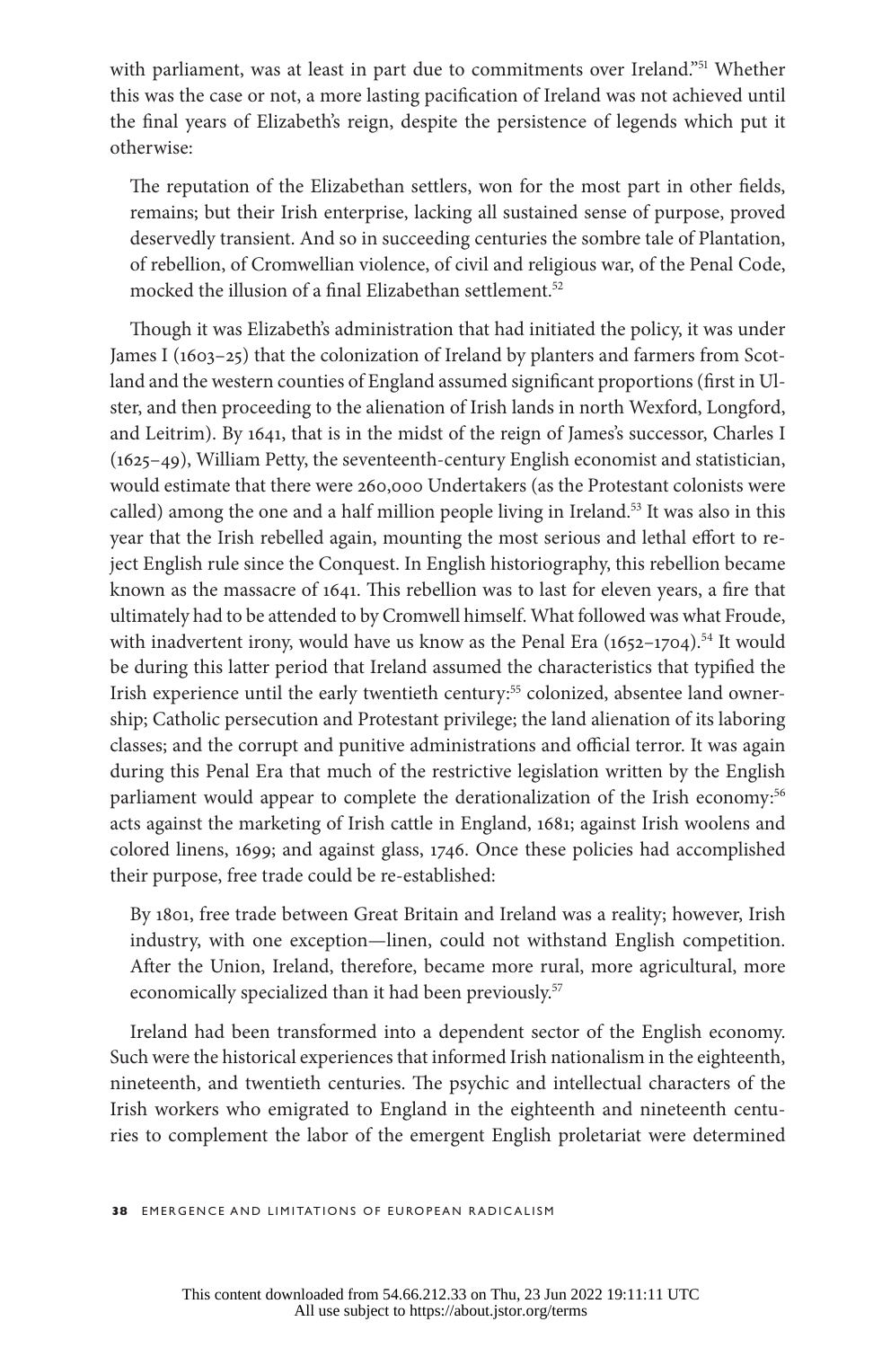with parliament, was at least in part due to commitments over Ireland."[51] Whether this was the case or not, a more lasting pacification of Ireland was not achieved until the final years of Elizabeth's reign, despite the persistence of legends which put it otherwise:

> The reputation of the Elizabethan settlers, won for the most part in other fields, remains; but their Irish enterprise, lacking all sustained sense of purpose, proved deservedly transient. And so in succeeding centuries the sombre tale of Plantation, of rebellion, of Cromwellian violence, of civil and religious war, of the Penal Code, mocked the illusion of a final Elizabethan settlement.[52]

Though it was Elizabeth's administration that had initiated the policy, it was under James I (1603–25) that the colonization of Ireland by planters and farmers from Scotland and the western counties of England assumed significant proportions (first in Ulster, and then proceeding to the alienation of Irish lands in north Wexford, Longford, and Leitrim). By 1641, that is in the midst of the reign of James's successor, Charles I (1625–49), William Petty, the seventeenth-century English economist and statistician, would estimate that there were 260,000 Undertakers (as the Protestant colonists were called) among the one and a half million people living in Ireland.[53] It was also in this year that the Irish rebelled again, mounting the most serious and lethal effort to reject English rule since the Conquest. In English historiography, this rebellion became known as the massacre of 1641. This rebellion was to last for eleven years, a fire that ultimately had to be attended to by Cromwell himself. What followed was what Froude, with inadvertent irony, would have us know as the Penal Era (1652–1704).[54] It would be during this latter period that Ireland assumed the characteristics that typified the Irish experience until the early twentieth century:[55] colonized, absentee land ownership; Catholic persecution and Protestant privilege; the land alienation of its laboring classes; and the corrupt and punitive administrations and official terror. It was again during this Penal Era that much of the restrictive legislation written by the English parliament would appear to complete the derationalization of the Irish economy:[56] acts against the marketing of Irish cattle in England, 1681; against Irish woolens and colored linens, 1699; and against glass, 1746. Once these policies had accomplished their purpose, free trade could be re-established:

> By 1801, free trade between Great Britain and Ireland was a reality; however, Irish industry, with one exception—linen, could not withstand English competition. After the Union, Ireland, therefore, became more rural, more agricultural, more economically specialized than it had been previously.[57]

Ireland had been transformed into a dependent sector of the English economy. Such were the historical experiences that informed Irish nationalism in the eighteenth, nineteenth, and twentieth centuries. The psychic and intellectual characters of the Irish workers who emigrated to England in the eighteenth and nineteenth centuries to complement the labor of the emergent English proletariat were determined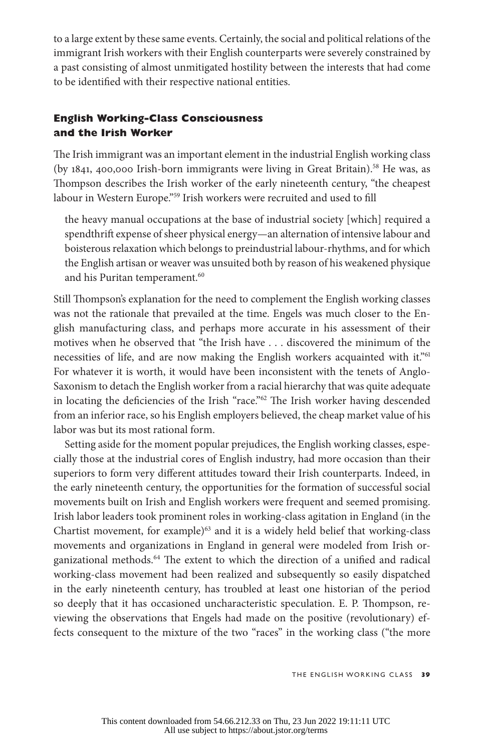to a large extent by these same events. Certainly, the social and political relations of the immigrant Irish workers with their English counterparts were severely constrained by a past consisting of almost unmitigated hostility between the interests that had come to be identified with their respective national entities.

## English Working-Class Consciousness and the Irish Worker

The Irish immigrant was an important element in the industrial English working class (by 1841, 400,000 Irish-born immigrants were living in Great Britain).[58] He was, as Thompson describes the Irish worker of the early nineteenth century, "the cheapest labour in Western Europe."[59] Irish workers were recruited and used to fill

> the heavy manual occupations at the base of industrial society [which] required a spendthrift expense of sheer physical energy—an alternation of intensive labour and boisterous relaxation which belongs to preindustrial labour-rhythms, and for which the English artisan or weaver was unsuited both by reason of his weakened physique and his Puritan temperament.[60]

Still Thompson's explanation for the need to complement the English working classes was not the rationale that prevailed at the time. Engels was much closer to the English manufacturing class, and perhaps more accurate in his assessment of their motives when he observed that "the Irish have . . . discovered the minimum of the necessities of life, and are now making the English workers acquainted with it."[61] For whatever it is worth, it would have been inconsistent with the tenets of Anglo-Saxonism to detach the English worker from a racial hierarchy that was quite adequate in locating the deficiencies of the Irish "race."[62] The Irish worker having descended from an inferior race, so his English employers believed, the cheap market value of his labor was but its most rational form.

Setting aside for the moment popular prejudices, the English working classes, especially those at the industrial cores of English industry, had more occasion than their superiors to form very different attitudes toward their Irish counterparts. Indeed, in the early nineteenth century, the opportunities for the formation of successful social movements built on Irish and English workers were frequent and seemed promising. Irish labor leaders took prominent roles in working-class agitation in England (in the Chartist movement, for example)[63] and it is a widely held belief that working-class movements and organizations in England in general were modeled from Irish organizational methods.[64] The extent to which the direction of a unified and radical working-class movement had been realized and subsequently so easily dispatched in the early nineteenth century, has troubled at least one historian of the period so deeply that it has occasioned uncharacteristic speculation. E. P. Thompson, reviewing the observations that Engels had made on the positive (revolutionary) effects consequent to the mixture of the two "races" in the working class ("the more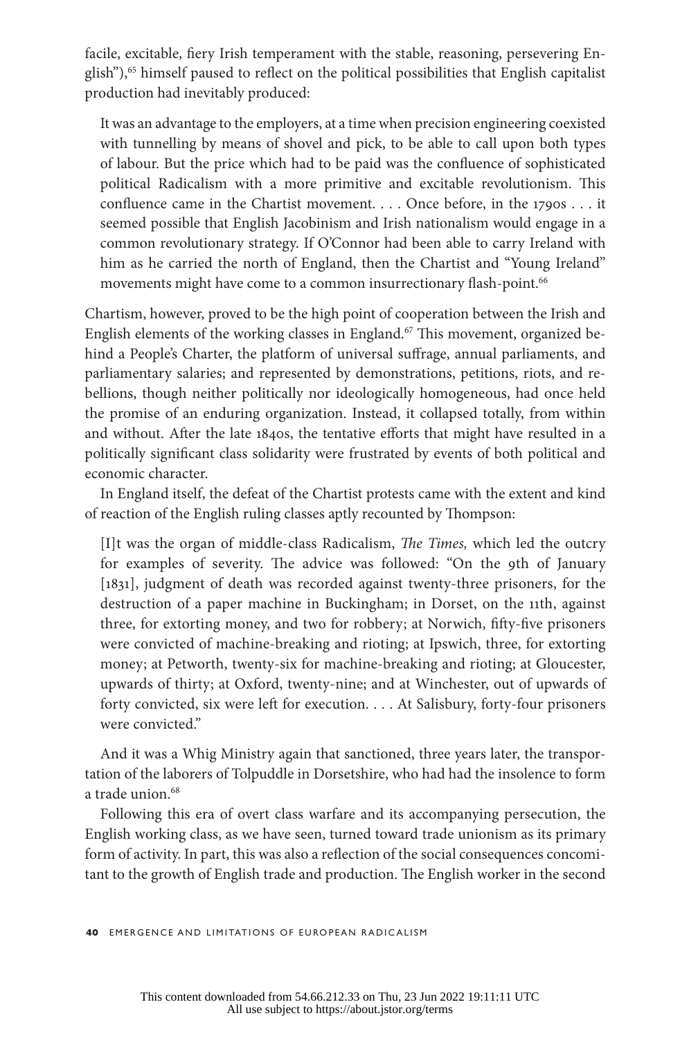facile, excitable, fiery Irish temperament with the stable, reasoning, persevering English"),[65] himself paused to reflect on the political possibilities that English capitalist production had inevitably produced:

> It was an advantage to the employers, at a time when precision engineering coexisted with tunnelling by means of shovel and pick, to be able to call upon both types of labour. But the price which had to be paid was the confluence of sophisticated political Radicalism with a more primitive and excitable revolutionism. This confluence came in the Chartist movement. . . . Once before, in the 1790s . . . it seemed possible that English Jacobinism and Irish nationalism would engage in a common revolutionary strategy. If O'Connor had been able to carry Ireland with him as he carried the north of England, then the Chartist and "Young Ireland" movements might have come to a common insurrectionary flash-point.[66]

Chartism, however, proved to be the high point of cooperation between the Irish and English elements of the working classes in England.[67] This movement, organized behind a People's Charter, the platform of universal suffrage, annual parliaments, and parliamentary salaries; and represented by demonstrations, petitions, riots, and rebellions, though neither politically nor ideologically homogeneous, had once held the promise of an enduring organization. Instead, it collapsed totally, from within and without. After the late 1840s, the tentative efforts that might have resulted in a politically significant class solidarity were frustrated by events of both political and economic character.

In England itself, the defeat of the Chartist protests came with the extent and kind of reaction of the English ruling classes aptly recounted by Thompson:

> [I]t was the organ of middle-class Radicalism, *The Times,* which led the outcry for examples of severity. The advice was followed: "On the 9th of January [1831], judgment of death was recorded against twenty-three prisoners, for the destruction of a paper machine in Buckingham; in Dorset, on the 11th, against three, for extorting money, and two for robbery; at Norwich, fifty-five prisoners were convicted of machine-breaking and rioting; at Ipswich, three, for extorting money; at Petworth, twenty-six for machine-breaking and rioting; at Gloucester, upwards of thirty; at Oxford, twenty-nine; and at Winchester, out of upwards of forty convicted, six were left for execution. . . . At Salisbury, forty-four prisoners were convicted."
>
> And it was a Whig Ministry again that sanctioned, three years later, the transportation of the laborers of Tolpuddle in Dorsetshire, who had had the insolence to form a trade union.[68]

Following this era of overt class warfare and its accompanying persecution, the English working class, as we have seen, turned toward trade unionism as its primary form of activity. In part, this was also a reflection of the social consequences concomitant to the growth of English trade and production. The English worker in the second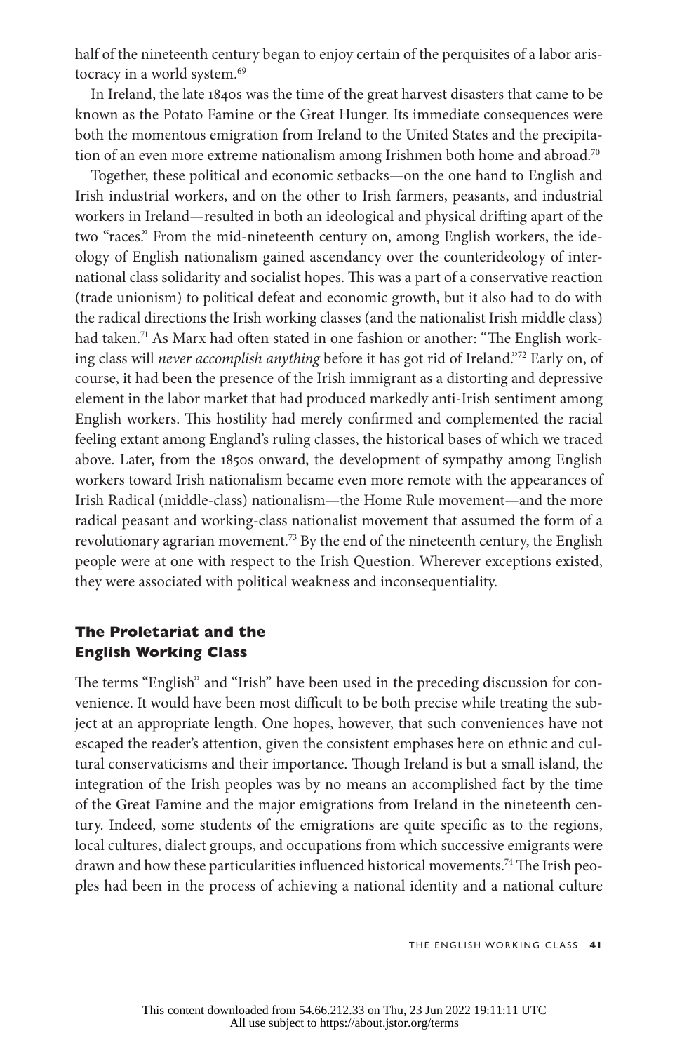half of the nineteenth century began to enjoy certain of the perquisites of a labor aristocracy in a world system.[69]

In Ireland, the late 1840s was the time of the great harvest disasters that came to be known as the Potato Famine or the Great Hunger. Its immediate consequences were both the momentous emigration from Ireland to the United States and the precipitation of an even more extreme nationalism among Irishmen both home and abroad.[70]

Together, these political and economic setbacks—on the one hand to English and Irish industrial workers, and on the other to Irish farmers, peasants, and industrial workers in Ireland—resulted in both an ideological and physical drifting apart of the two "races." From the mid-nineteenth century on, among English workers, the ideology of English nationalism gained ascendancy over the counterideology of international class solidarity and socialist hopes. This was a part of a conservative reaction (trade unionism) to political defeat and economic growth, but it also had to do with the radical directions the Irish working classes (and the nationalist Irish middle class) had taken.[71] As Marx had often stated in one fashion or another: "The English working class will *never accomplish anything* before it has got rid of Ireland."[72] Early on, of course, it had been the presence of the Irish immigrant as a distorting and depressive element in the labor market that had produced markedly anti-Irish sentiment among English workers. This hostility had merely confirmed and complemented the racial feeling extant among England's ruling classes, the historical bases of which we traced above. Later, from the 1850s onward, the development of sympathy among English workers toward Irish nationalism became even more remote with the appearances of Irish Radical (middle-class) nationalism—the Home Rule movement—and the more radical peasant and working-class nationalist movement that assumed the form of a revolutionary agrarian movement.[73] By the end of the nineteenth century, the English people were at one with respect to the Irish Question. Wherever exceptions existed, they were associated with political weakness and inconsequentiality.

## The Proletariat and the English Working Class

The terms "English" and "Irish" have been used in the preceding discussion for convenience. It would have been most difficult to be both precise while treating the subject at an appropriate length. One hopes, however, that such conveniences have not escaped the reader's attention, given the consistent emphases here on ethnic and cultural conservaticisms and their importance. Though Ireland is but a small island, the integration of the Irish peoples was by no means an accomplished fact by the time of the Great Famine and the major emigrations from Ireland in the nineteenth century. Indeed, some students of the emigrations are quite specific as to the regions, local cultures, dialect groups, and occupations from which successive emigrants were drawn and how these particularities influenced historical movements.[74] The Irish peoples had been in the process of achieving a national identity and a national culture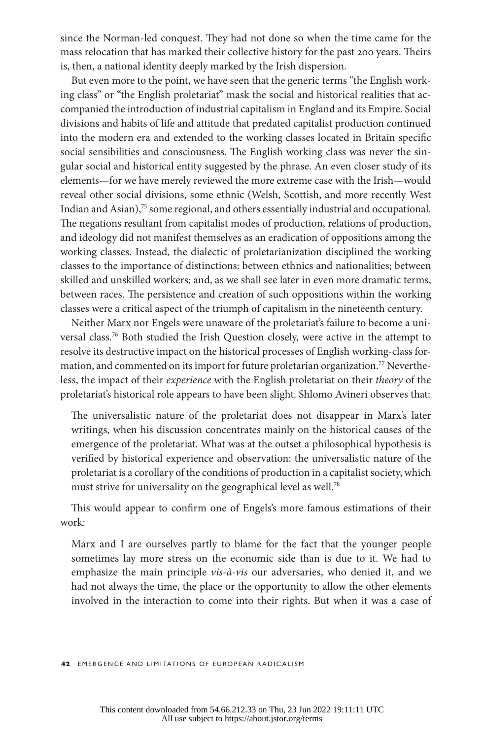since the Norman-led conquest. They had not done so when the time came for the mass relocation that has marked their collective history for the past 200 years. Theirs is, then, a national identity deeply marked by the Irish dispersion.

But even more to the point, we have seen that the generic terms "the English working class" or "the English proletariat" mask the social and historical realities that accompanied the introduction of industrial capitalism in England and its Empire. Social divisions and habits of life and attitude that predated capitalist production continued into the modern era and extended to the working classes located in Britain specific social sensibilities and consciousness. The English working class was never the singular social and historical entity suggested by the phrase. An even closer study of its elements—for we have merely reviewed the more extreme case with the Irish—would reveal other social divisions, some ethnic (Welsh, Scottish, and more recently West Indian and Asian),[75] some regional, and others essentially industrial and occupational. The negations resultant from capitalist modes of production, relations of production, and ideology did not manifest themselves as an eradication of oppositions among the working classes. Instead, the dialectic of proletarianization disciplined the working classes to the importance of distinctions: between ethnics and nationalities; between skilled and unskilled workers; and, as we shall see later in even more dramatic terms, between races. The persistence and creation of such oppositions within the working classes were a critical aspect of the triumph of capitalism in the nineteenth century.

Neither Marx nor Engels were unaware of the proletariat's failure to become a universal class.[76] Both studied the Irish Question closely, were active in the attempt to resolve its destructive impact on the historical processes of English working-class formation, and commented on its import for future proletarian organization.[77] Nevertheless, the impact of their *experience* with the English proletariat on their *theory* of the proletariat's historical role appears to have been slight. Shlomo Avineri observes that:

> The universalistic nature of the proletariat does not disappear in Marx's later writings, when his discussion concentrates mainly on the historical causes of the emergence of the proletariat. What was at the outset a philosophical hypothesis is verified by historical experience and observation: the universalistic nature of the proletariat is a corollary of the conditions of production in a capitalist society, which must strive for universality on the geographical level as well.[78]

This would appear to confirm one of Engels's more famous estimations of their work:

> Marx and I are ourselves partly to blame for the fact that the younger people sometimes lay more stress on the economic side than is due to it. We had to emphasize the main principle *vis-à-vis* our adversaries, who denied it, and we had not always the time, the place or the opportunity to allow the other elements involved in the interaction to come into their rights. But when it was a case of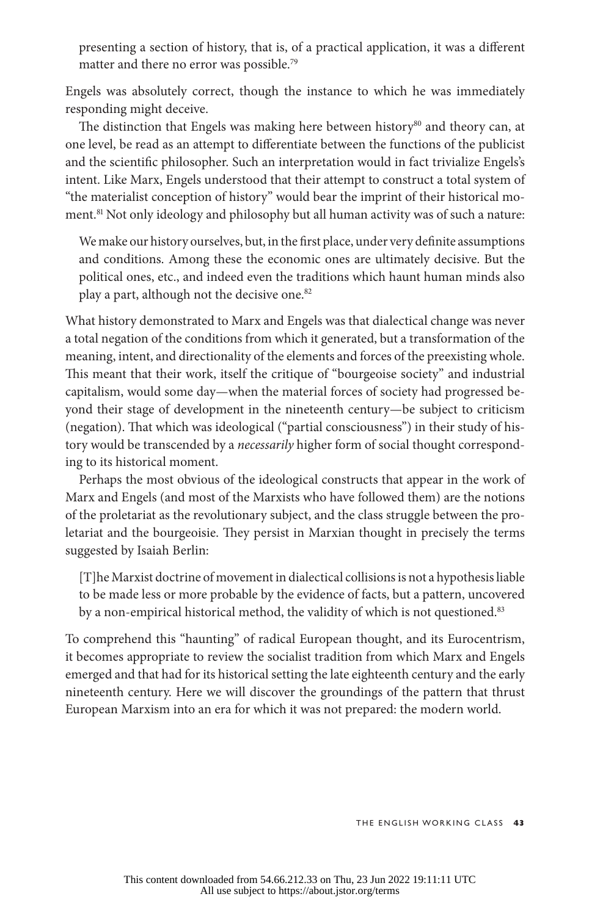presenting a section of history, that is, of a practical application, it was a different matter and there no error was possible.[79]

Engels was absolutely correct, though the instance to which he was immediately responding might deceive.

The distinction that Engels was making here between history[80] and theory can, at one level, be read as an attempt to differentiate between the functions of the publicist and the scientific philosopher. Such an interpretation would in fact trivialize Engels's intent. Like Marx, Engels understood that their attempt to construct a total system of "the materialist conception of history" would bear the imprint of their historical moment.[81] Not only ideology and philosophy but all human activity was of such a nature:

> We make our history ourselves, but, in the first place, under very definite assumptions and conditions. Among these the economic ones are ultimately decisive. But the political ones, etc., and indeed even the traditions which haunt human minds also play a part, although not the decisive one.[82]

What history demonstrated to Marx and Engels was that dialectical change was never a total negation of the conditions from which it generated, but a transformation of the meaning, intent, and directionality of the elements and forces of the preexisting whole. This meant that their work, itself the critique of "bourgeoise society" and industrial capitalism, would some day—when the material forces of society had progressed beyond their stage of development in the nineteenth century—be subject to criticism (negation). That which was ideological ("partial consciousness") in their study of history would be transcended by a *necessarily* higher form of social thought corresponding to its historical moment.

Perhaps the most obvious of the ideological constructs that appear in the work of Marx and Engels (and most of the Marxists who have followed them) are the notions of the proletariat as the revolutionary subject, and the class struggle between the proletariat and the bourgeoisie. They persist in Marxian thought in precisely the terms suggested by Isaiah Berlin:

> [T]he Marxist doctrine of movement in dialectical collisions is not a hypothesis liable to be made less or more probable by the evidence of facts, but a pattern, uncovered by a non-empirical historical method, the validity of which is not questioned.[83]

To comprehend this "haunting" of radical European thought, and its Eurocentrism, it becomes appropriate to review the socialist tradition from which Marx and Engels emerged and that had for its historical setting the late eighteenth century and the early nineteenth century. Here we will discover the groundings of the pattern that thrust European Marxism into an era for which it was not prepared: the modern world.